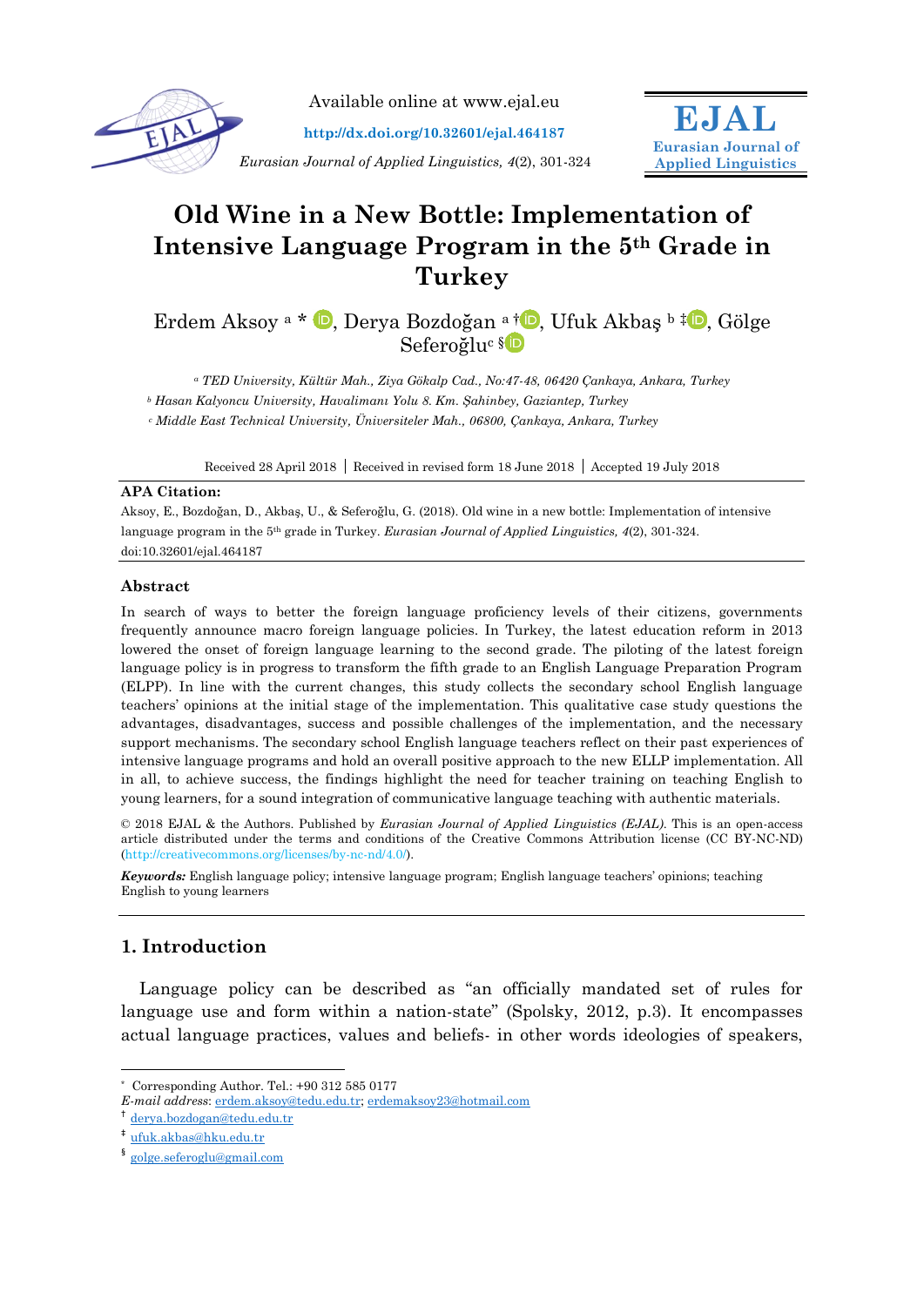Available online at www.ejal.eu

http://dx.doi.org/10.32601/ejal.464187

*Eurasian Journal of Applied Linguistics, 4*(2), 301-324

**EJAL**
**Eurasian Journal of Applied Linguistics**

# Old Wine in a New Bottle: Implementation of Intensive Language Program in the 5th Grade in Turkey

Erdem Aksoy [a] *, Derya Bozdoğan [a] †, Ufuk Akbaş [b] ‡, Gölge Seferoğlu[c] §

[a] *TED University, Kültür Mah., Ziya Gökalp Cad., No:47-48, 06420 Çankaya, Ankara, Turkey*
[b] *Hasan Kalyoncu University, Havalimanı Yolu 8. Km. Şahinbey, Gaziantep, Turkey*
[c] *Middle East Technical University, Üniversiteler Mah., 06800, Çankaya, Ankara, Turkey*

Received 28 April 2018 | Received in revised form 18 June 2018 | Accepted 19 July 2018

**APA Citation:**

Aksoy, E., Bozdoğan, D., Akbaş, U., & Seferoğlu, G. (2018). Old wine in a new bottle: Implementation of intensive language program in the 5th grade in Turkey. *Eurasian Journal of Applied Linguistics, 4*(2), 301-324. doi:10.32601/ejal.464187

## Abstract

In search of ways to better the foreign language proficiency levels of their citizens, governments frequently announce macro foreign language policies. In Turkey, the latest education reform in 2013 lowered the onset of foreign language learning to the second grade. The piloting of the latest foreign language policy is in progress to transform the fifth grade to an English Language Preparation Program (ELPP). In line with the current changes, this study collects the secondary school English language teachers' opinions at the initial stage of the implementation. This qualitative case study questions the advantages, disadvantages, success and possible challenges of the implementation, and the necessary support mechanisms. The secondary school English language teachers reflect on their past experiences of intensive language programs and hold an overall positive approach to the new ELLP implementation. All in all, to achieve success, the findings highlight the need for teacher training on teaching English to young learners, for a sound integration of communicative language teaching with authentic materials.

© 2018 EJAL & the Authors. Published by *Eurasian Journal of Applied Linguistics (EJAL)*. This is an open-access article distributed under the terms and conditions of the Creative Commons Attribution license (CC BY-NC-ND) (http://creativecommons.org/licenses/by-nc-nd/4.0/).

***Keywords:*** English language policy; intensive language program; English language teachers' opinions; teaching English to young learners

## 1. Introduction

Language policy can be described as "an officially mandated set of rules for language use and form within a nation-state" (Spolsky, 2012, p.3). It encompasses actual language practices, values and beliefs- in other words ideologies of speakers,

---

* Corresponding Author. Tel.: +90 312 585 0177
*E-mail address*: erdem.aksoy@tedu.edu.tr; erdemaksoy23@hotmail.com
† derya.bozdogan@tedu.edu.tr
‡ ufuk.akbas@hku.edu.tr
§ golge.seferoglu@gmail.com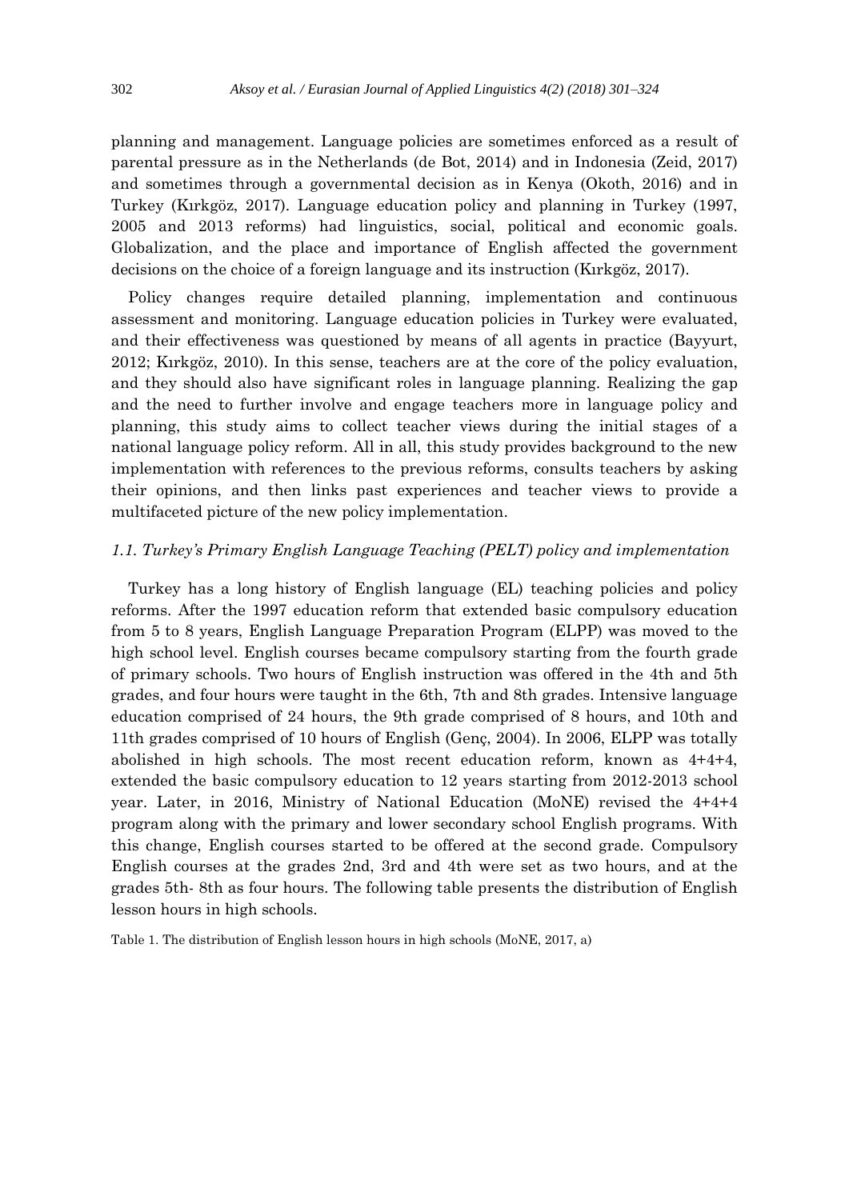planning and management. Language policies are sometimes enforced as a result of parental pressure as in the Netherlands (de Bot, 2014) and in Indonesia (Zeid, 2017) and sometimes through a governmental decision as in Kenya (Okoth, 2016) and in Turkey (Kırkgöz, 2017). Language education policy and planning in Turkey (1997, 2005 and 2013 reforms) had linguistics, social, political and economic goals. Globalization, and the place and importance of English affected the government decisions on the choice of a foreign language and its instruction (Kırkgöz, 2017).

Policy changes require detailed planning, implementation and continuous assessment and monitoring. Language education policies in Turkey were evaluated, and their effectiveness was questioned by means of all agents in practice (Bayyurt, 2012; Kırkgöz, 2010). In this sense, teachers are at the core of the policy evaluation, and they should also have significant roles in language planning. Realizing the gap and the need to further involve and engage teachers more in language policy and planning, this study aims to collect teacher views during the initial stages of a national language policy reform. All in all, this study provides background to the new implementation with references to the previous reforms, consults teachers by asking their opinions, and then links past experiences and teacher views to provide a multifaceted picture of the new policy implementation.

### *1.1. Turkey's Primary English Language Teaching (PELT) policy and implementation*

Turkey has a long history of English language (EL) teaching policies and policy reforms. After the 1997 education reform that extended basic compulsory education from 5 to 8 years, English Language Preparation Program (ELPP) was moved to the high school level. English courses became compulsory starting from the fourth grade of primary schools. Two hours of English instruction was offered in the 4th and 5th grades, and four hours were taught in the 6th, 7th and 8th grades. Intensive language education comprised of 24 hours, the 9th grade comprised of 8 hours, and 10th and 11th grades comprised of 10 hours of English (Genç, 2004). In 2006, ELPP was totally abolished in high schools. The most recent education reform, known as 4+4+4, extended the basic compulsory education to 12 years starting from 2012-2013 school year. Later, in 2016, Ministry of National Education (MoNE) revised the 4+4+4 program along with the primary and lower secondary school English programs. With this change, English courses started to be offered at the second grade. Compulsory English courses at the grades 2nd, 3rd and 4th were set as two hours, and at the grades 5th- 8th as four hours. The following table presents the distribution of English lesson hours in high schools.

Table 1. The distribution of English lesson hours in high schools (MoNE, 2017, a)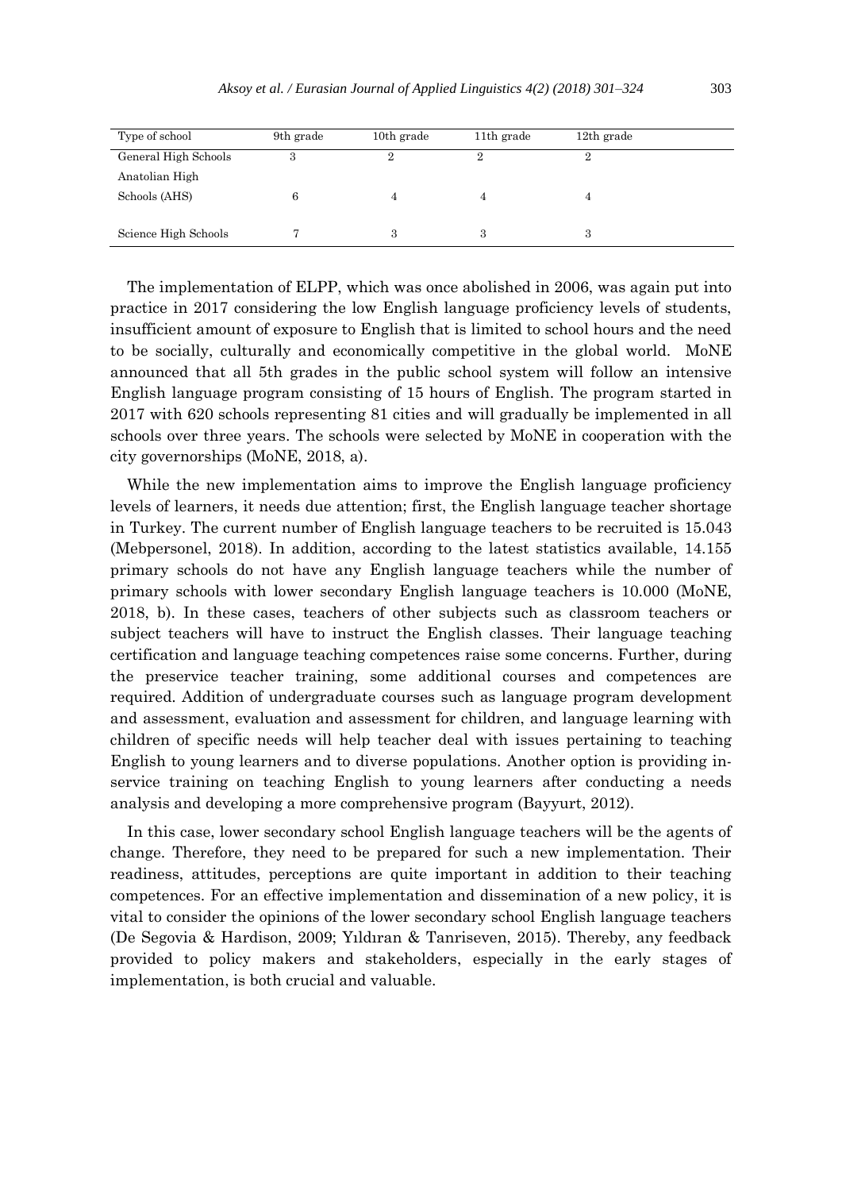| Type of school | 9th grade | 10th grade | 11th grade | 12th grade |
|---|---|---|---|---|
| General High Schools | 3 | 2 | 2 | 2 |
| Anatolian High Schools (AHS) | 6 | 4 | 4 | 4 |
| Science High Schools | 7 | 3 | 3 | 3 |

The implementation of ELPP, which was once abolished in 2006, was again put into practice in 2017 considering the low English language proficiency levels of students, insufficient amount of exposure to English that is limited to school hours and the need to be socially, culturally and economically competitive in the global world. MoNE announced that all 5th grades in the public school system will follow an intensive English language program consisting of 15 hours of English. The program started in 2017 with 620 schools representing 81 cities and will gradually be implemented in all schools over three years. The schools were selected by MoNE in cooperation with the city governorships (MoNE, 2018, a).

While the new implementation aims to improve the English language proficiency levels of learners, it needs due attention; first, the English language teacher shortage in Turkey. The current number of English language teachers to be recruited is 15.043 (Mebpersonel, 2018). In addition, according to the latest statistics available, 14.155 primary schools do not have any English language teachers while the number of primary schools with lower secondary English language teachers is 10.000 (MoNE, 2018, b). In these cases, teachers of other subjects such as classroom teachers or subject teachers will have to instruct the English classes. Their language teaching certification and language teaching competences raise some concerns. Further, during the preservice teacher training, some additional courses and competences are required. Addition of undergraduate courses such as language program development and assessment, evaluation and assessment for children, and language learning with children of specific needs will help teacher deal with issues pertaining to teaching English to young learners and to diverse populations. Another option is providing in-service training on teaching English to young learners after conducting a needs analysis and developing a more comprehensive program (Bayyurt, 2012).

In this case, lower secondary school English language teachers will be the agents of change. Therefore, they need to be prepared for such a new implementation. Their readiness, attitudes, perceptions are quite important in addition to their teaching competences. For an effective implementation and dissemination of a new policy, it is vital to consider the opinions of the lower secondary school English language teachers (De Segovia & Hardison, 2009; Yıldıran & Tanriseven, 2015). Thereby, any feedback provided to policy makers and stakeholders, especially in the early stages of implementation, is both crucial and valuable.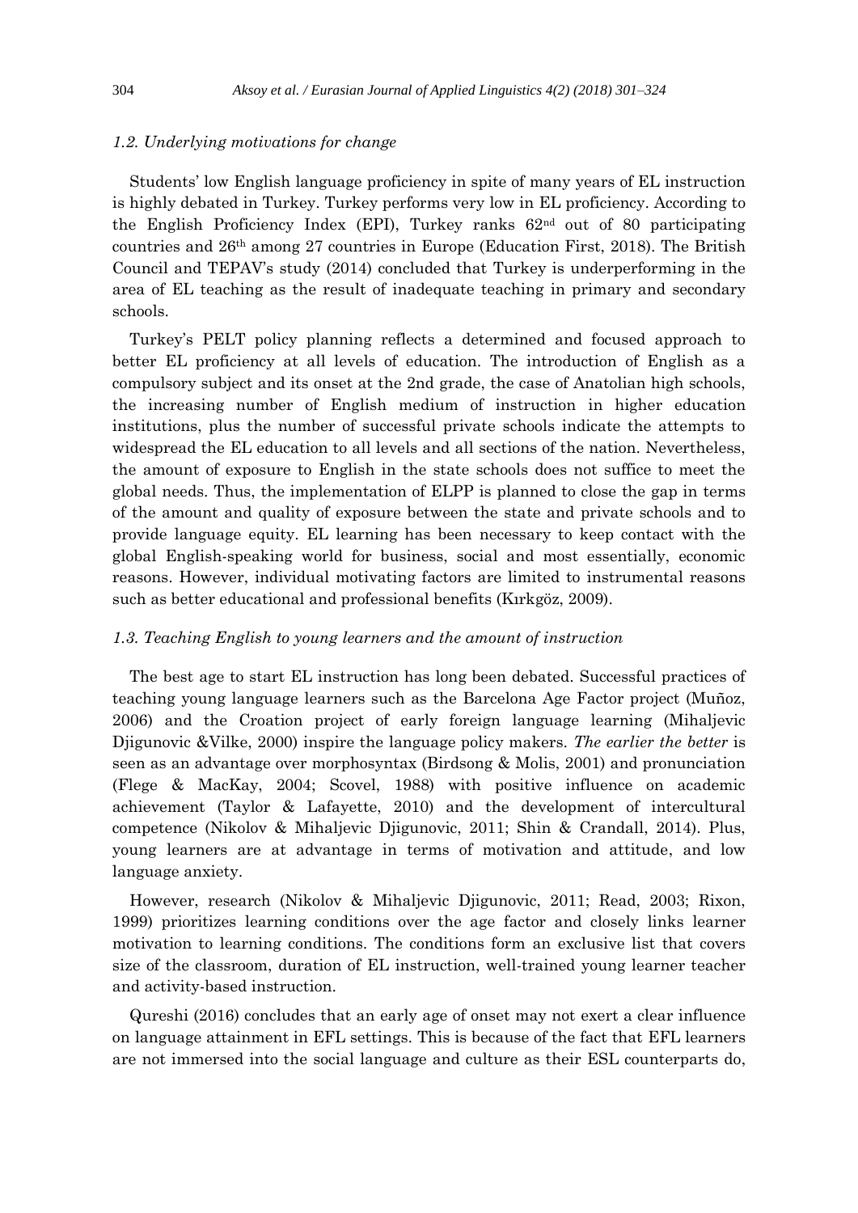### *1.2. Underlying motivations for change*

Students' low English language proficiency in spite of many years of EL instruction is highly debated in Turkey. Turkey performs very low in EL proficiency. According to the English Proficiency Index (EPI), Turkey ranks 62nd out of 80 participating countries and 26th among 27 countries in Europe (Education First, 2018). The British Council and TEPAV's study (2014) concluded that Turkey is underperforming in the area of EL teaching as the result of inadequate teaching in primary and secondary schools.

Turkey's PELT policy planning reflects a determined and focused approach to better EL proficiency at all levels of education. The introduction of English as a compulsory subject and its onset at the 2nd grade, the case of Anatolian high schools, the increasing number of English medium of instruction in higher education institutions, plus the number of successful private schools indicate the attempts to widespread the EL education to all levels and all sections of the nation. Nevertheless, the amount of exposure to English in the state schools does not suffice to meet the global needs. Thus, the implementation of ELPP is planned to close the gap in terms of the amount and quality of exposure between the state and private schools and to provide language equity. EL learning has been necessary to keep contact with the global English-speaking world for business, social and most essentially, economic reasons. However, individual motivating factors are limited to instrumental reasons such as better educational and professional benefits (Kırkgöz, 2009).

### *1.3. Teaching English to young learners and the amount of instruction*

The best age to start EL instruction has long been debated. Successful practices of teaching young language learners such as the Barcelona Age Factor project (Muñoz, 2006) and the Croation project of early foreign language learning (Mihaljevic Djigunovic &Vilke, 2000) inspire the language policy makers. *The earlier the better* is seen as an advantage over morphosyntax (Birdsong & Molis, 2001) and pronunciation (Flege & MacKay, 2004; Scovel, 1988) with positive influence on academic achievement (Taylor & Lafayette, 2010) and the development of intercultural competence (Nikolov & Mihaljevic Djigunovic, 2011; Shin & Crandall, 2014). Plus, young learners are at advantage in terms of motivation and attitude, and low language anxiety.

However, research (Nikolov & Mihaljevic Djigunovic, 2011; Read, 2003; Rixon, 1999) prioritizes learning conditions over the age factor and closely links learner motivation to learning conditions. The conditions form an exclusive list that covers size of the classroom, duration of EL instruction, well-trained young learner teacher and activity-based instruction.

Qureshi (2016) concludes that an early age of onset may not exert a clear influence on language attainment in EFL settings. This is because of the fact that EFL learners are not immersed into the social language and culture as their ESL counterparts do,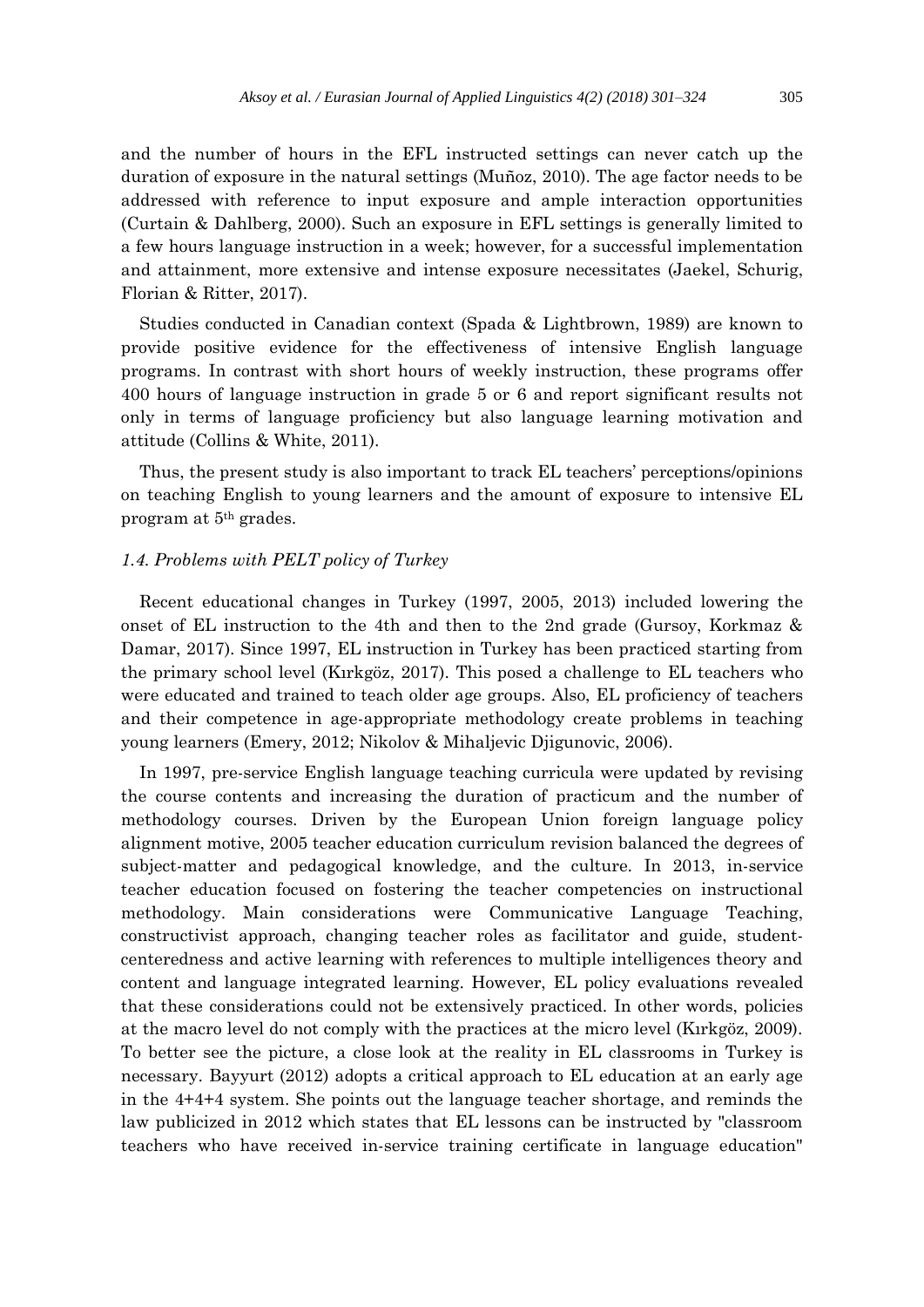and the number of hours in the EFL instructed settings can never catch up the duration of exposure in the natural settings (Muñoz, 2010). The age factor needs to be addressed with reference to input exposure and ample interaction opportunities (Curtain & Dahlberg, 2000). Such an exposure in EFL settings is generally limited to a few hours language instruction in a week; however, for a successful implementation and attainment, more extensive and intense exposure necessitates (Jaekel, Schurig, Florian & Ritter, 2017).

Studies conducted in Canadian context (Spada & Lightbrown, 1989) are known to provide positive evidence for the effectiveness of intensive English language programs. In contrast with short hours of weekly instruction, these programs offer 400 hours of language instruction in grade 5 or 6 and report significant results not only in terms of language proficiency but also language learning motivation and attitude (Collins & White, 2011).

Thus, the present study is also important to track EL teachers' perceptions/opinions on teaching English to young learners and the amount of exposure to intensive EL program at 5th grades.

### *1.4. Problems with PELT policy of Turkey*

Recent educational changes in Turkey (1997, 2005, 2013) included lowering the onset of EL instruction to the 4th and then to the 2nd grade (Gursoy, Korkmaz & Damar, 2017). Since 1997, EL instruction in Turkey has been practiced starting from the primary school level (Kırkgöz, 2017). This posed a challenge to EL teachers who were educated and trained to teach older age groups. Also, EL proficiency of teachers and their competence in age-appropriate methodology create problems in teaching young learners (Emery, 2012; Nikolov & Mihaljevic Djigunovic, 2006).

In 1997, pre-service English language teaching curricula were updated by revising the course contents and increasing the duration of practicum and the number of methodology courses. Driven by the European Union foreign language policy alignment motive, 2005 teacher education curriculum revision balanced the degrees of subject-matter and pedagogical knowledge, and the culture. In 2013, in-service teacher education focused on fostering the teacher competencies on instructional methodology. Main considerations were Communicative Language Teaching, constructivist approach, changing teacher roles as facilitator and guide, student-centeredness and active learning with references to multiple intelligences theory and content and language integrated learning. However, EL policy evaluations revealed that these considerations could not be extensively practiced. In other words, policies at the macro level do not comply with the practices at the micro level (Kırkgöz, 2009). To better see the picture, a close look at the reality in EL classrooms in Turkey is necessary. Bayyurt (2012) adopts a critical approach to EL education at an early age in the 4+4+4 system. She points out the language teacher shortage, and reminds the law publicized in 2012 which states that EL lessons can be instructed by "classroom teachers who have received in-service training certificate in language education"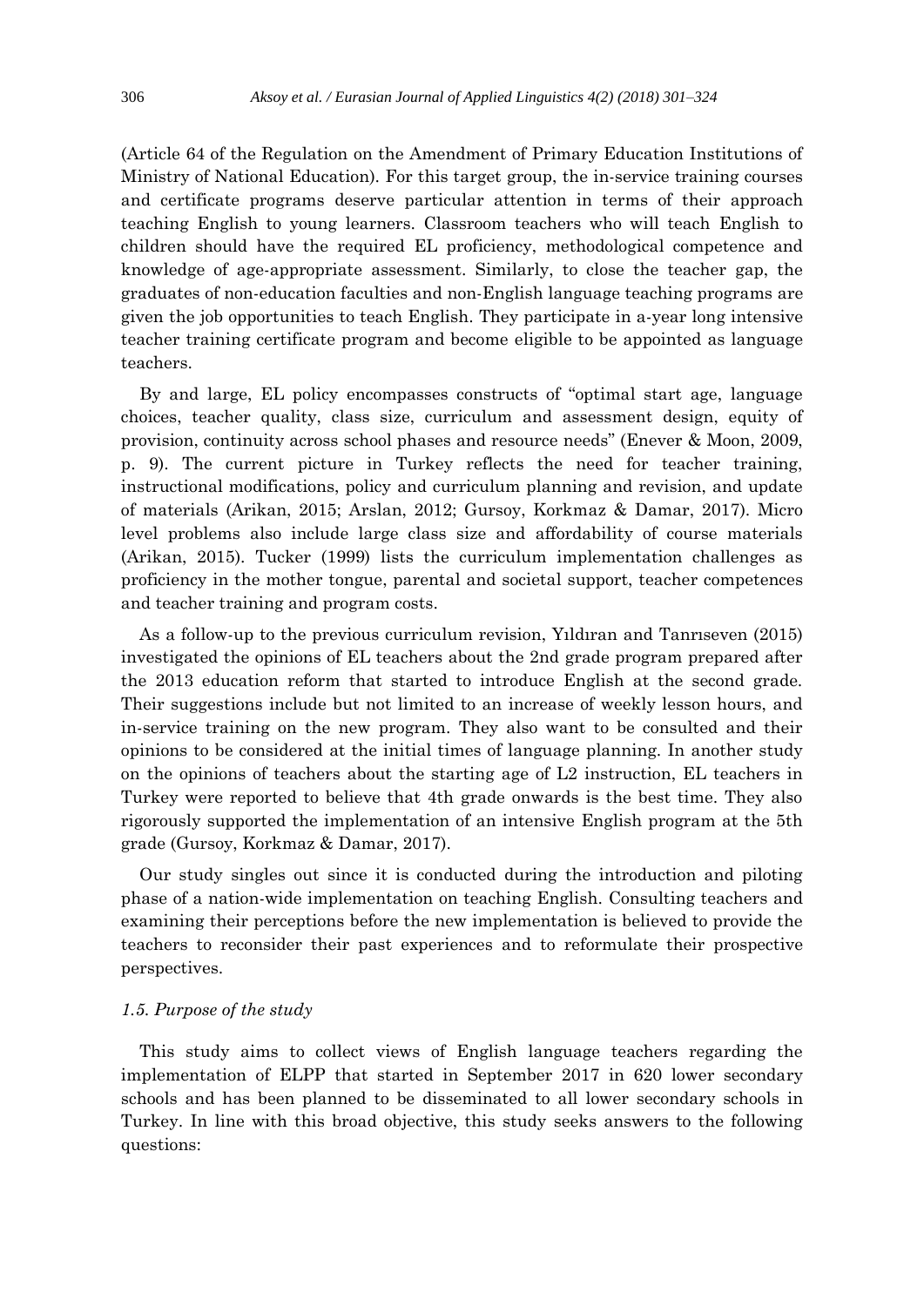(Article 64 of the Regulation on the Amendment of Primary Education Institutions of Ministry of National Education). For this target group, the in-service training courses and certificate programs deserve particular attention in terms of their approach teaching English to young learners. Classroom teachers who will teach English to children should have the required EL proficiency, methodological competence and knowledge of age-appropriate assessment. Similarly, to close the teacher gap, the graduates of non-education faculties and non-English language teaching programs are given the job opportunities to teach English. They participate in a-year long intensive teacher training certificate program and become eligible to be appointed as language teachers.

By and large, EL policy encompasses constructs of "optimal start age, language choices, teacher quality, class size, curriculum and assessment design, equity of provision, continuity across school phases and resource needs" (Enever & Moon, 2009, p. 9). The current picture in Turkey reflects the need for teacher training, instructional modifications, policy and curriculum planning and revision, and update of materials (Arikan, 2015; Arslan, 2012; Gursoy, Korkmaz & Damar, 2017). Micro level problems also include large class size and affordability of course materials (Arikan, 2015). Tucker (1999) lists the curriculum implementation challenges as proficiency in the mother tongue, parental and societal support, teacher competences and teacher training and program costs.

As a follow-up to the previous curriculum revision, Yıldıran and Tanrıseven (2015) investigated the opinions of EL teachers about the 2nd grade program prepared after the 2013 education reform that started to introduce English at the second grade. Their suggestions include but not limited to an increase of weekly lesson hours, and in-service training on the new program. They also want to be consulted and their opinions to be considered at the initial times of language planning. In another study on the opinions of teachers about the starting age of L2 instruction, EL teachers in Turkey were reported to believe that 4th grade onwards is the best time. They also rigorously supported the implementation of an intensive English program at the 5th grade (Gursoy, Korkmaz & Damar, 2017).

Our study singles out since it is conducted during the introduction and piloting phase of a nation-wide implementation on teaching English. Consulting teachers and examining their perceptions before the new implementation is believed to provide the teachers to reconsider their past experiences and to reformulate their prospective perspectives.

### *1.5. Purpose of the study*

This study aims to collect views of English language teachers regarding the implementation of ELPP that started in September 2017 in 620 lower secondary schools and has been planned to be disseminated to all lower secondary schools in Turkey. In line with this broad objective, this study seeks answers to the following questions: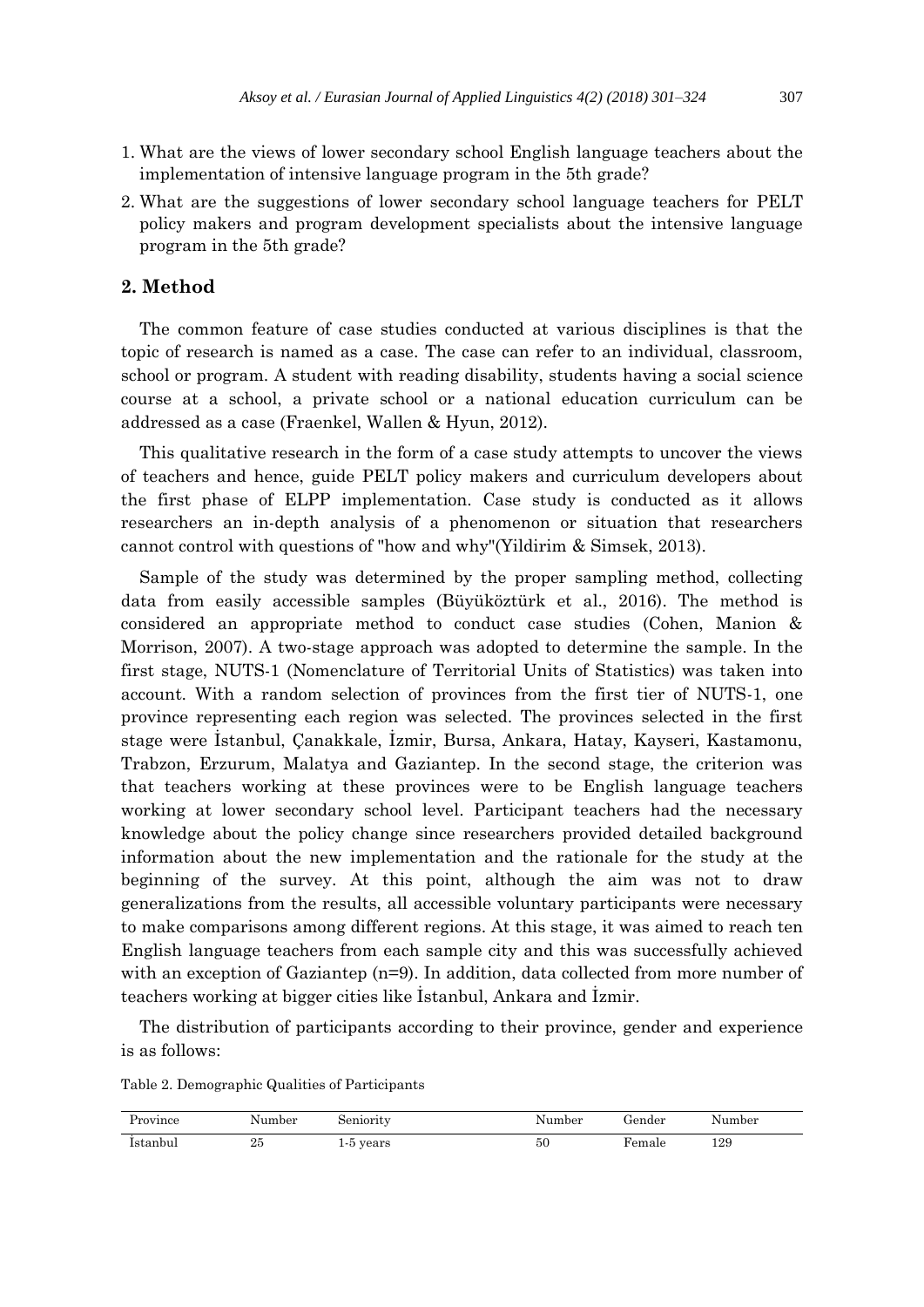1. What are the views of lower secondary school English language teachers about the implementation of intensive language program in the 5th grade?
2. What are the suggestions of lower secondary school language teachers for PELT policy makers and program development specialists about the intensive language program in the 5th grade?

## 2. Method

The common feature of case studies conducted at various disciplines is that the topic of research is named as a case. The case can refer to an individual, classroom, school or program. A student with reading disability, students having a social science course at a school, a private school or a national education curriculum can be addressed as a case (Fraenkel, Wallen & Hyun, 2012).

This qualitative research in the form of a case study attempts to uncover the views of teachers and hence, guide PELT policy makers and curriculum developers about the first phase of ELPP implementation. Case study is conducted as it allows researchers an in-depth analysis of a phenomenon or situation that researchers cannot control with questions of "how and why"(Yildirim & Simsek, 2013).

Sample of the study was determined by the proper sampling method, collecting data from easily accessible samples (Büyüköztürk et al., 2016). The method is considered an appropriate method to conduct case studies (Cohen, Manion & Morrison, 2007). A two-stage approach was adopted to determine the sample. In the first stage, NUTS-1 (Nomenclature of Territorial Units of Statistics) was taken into account. With a random selection of provinces from the first tier of NUTS-1, one province representing each region was selected. The provinces selected in the first stage were İstanbul, Çanakkale, İzmir, Bursa, Ankara, Hatay, Kayseri, Kastamonu, Trabzon, Erzurum, Malatya and Gaziantep. In the second stage, the criterion was that teachers working at these provinces were to be English language teachers working at lower secondary school level. Participant teachers had the necessary knowledge about the policy change since researchers provided detailed background information about the new implementation and the rationale for the study at the beginning of the survey. At this point, although the aim was not to draw generalizations from the results, all accessible voluntary participants were necessary to make comparisons among different regions. At this stage, it was aimed to reach ten English language teachers from each sample city and this was successfully achieved with an exception of Gaziantep (n=9). In addition, data collected from more number of teachers working at bigger cities like İstanbul, Ankara and İzmir.

The distribution of participants according to their province, gender and experience is as follows:

Table 2. Demographic Qualities of Participants

| Province | Number | Seniority | Number | Gender | Number |
|---|---|---|---|---|---|
| İstanbul | 25 | 1-5 years | 50 | Female | 129 |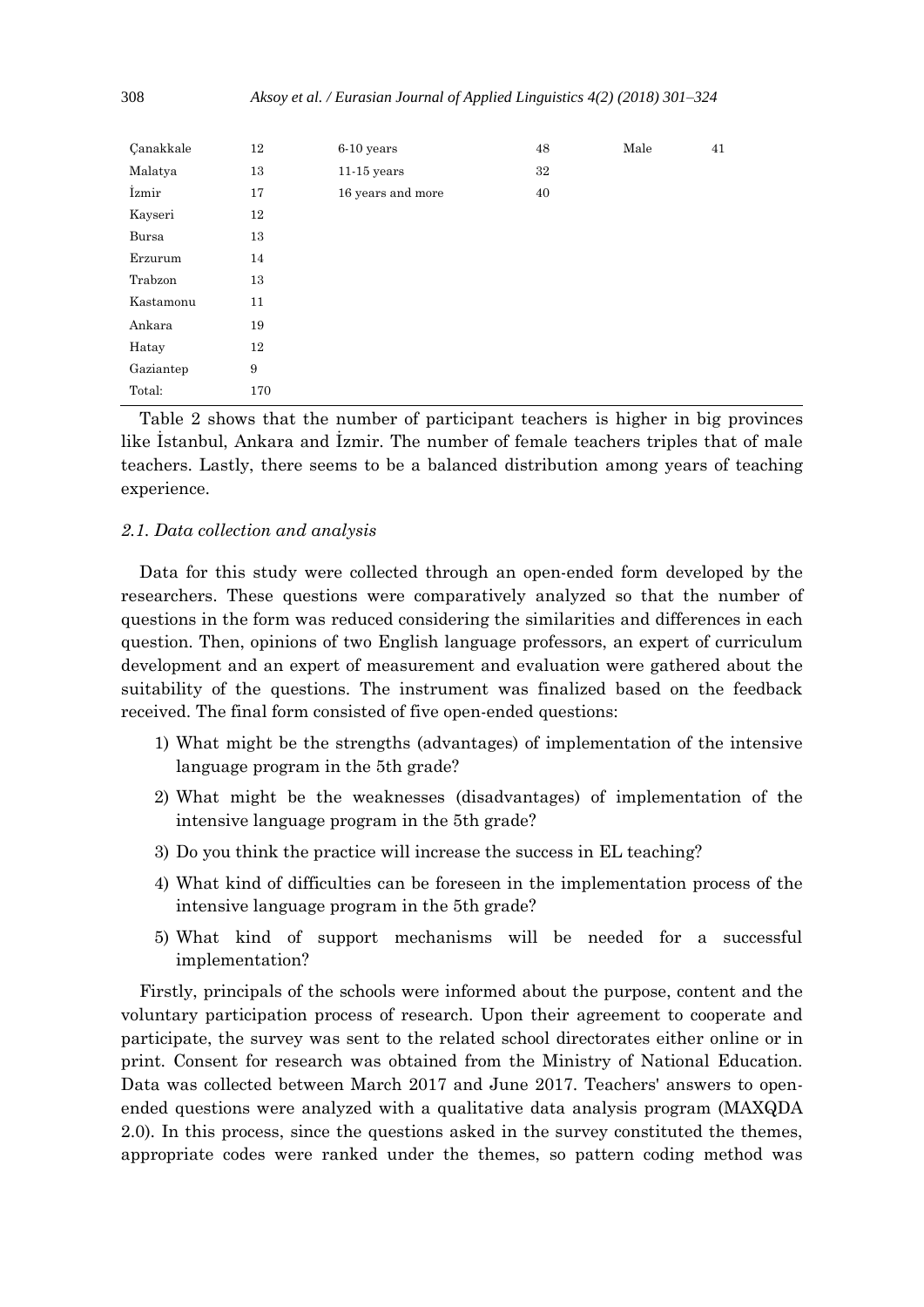| | | | | | |
|---|---|---|---|---|---|
| Çanakkale | 12 | 6-10 years | 48 | Male | 41 |
| Malatya | 13 | 11-15 years | 32 | | |
| İzmir | 17 | 16 years and more | 40 | | |
| Kayseri | 12 | | | | |
| Bursa | 13 | | | | |
| Erzurum | 14 | | | | |
| Trabzon | 13 | | | | |
| Kastamonu | 11 | | | | |
| Ankara | 19 | | | | |
| Hatay | 12 | | | | |
| Gaziantep | 9 | | | | |
| Total: | 170 | | | | |

Table 2 shows that the number of participant teachers is higher in big provinces like İstanbul, Ankara and İzmir. The number of female teachers triples that of male teachers. Lastly, there seems to be a balanced distribution among years of teaching experience.

### *2.1. Data collection and analysis*

Data for this study were collected through an open-ended form developed by the researchers. These questions were comparatively analyzed so that the number of questions in the form was reduced considering the similarities and differences in each question. Then, opinions of two English language professors, an expert of curriculum development and an expert of measurement and evaluation were gathered about the suitability of the questions. The instrument was finalized based on the feedback received. The final form consisted of five open-ended questions:

1) What might be the strengths (advantages) of implementation of the intensive language program in the 5th grade?
2) What might be the weaknesses (disadvantages) of implementation of the intensive language program in the 5th grade?
3) Do you think the practice will increase the success in EL teaching?
4) What kind of difficulties can be foreseen in the implementation process of the intensive language program in the 5th grade?
5) What kind of support mechanisms will be needed for a successful implementation?

Firstly, principals of the schools were informed about the purpose, content and the voluntary participation process of research. Upon their agreement to cooperate and participate, the survey was sent to the related school directorates either online or in print. Consent for research was obtained from the Ministry of National Education. Data was collected between March 2017 and June 2017. Teachers' answers to open-ended questions were analyzed with a qualitative data analysis program (MAXQDA 2.0). In this process, since the questions asked in the survey constituted the themes, appropriate codes were ranked under the themes, so pattern coding method was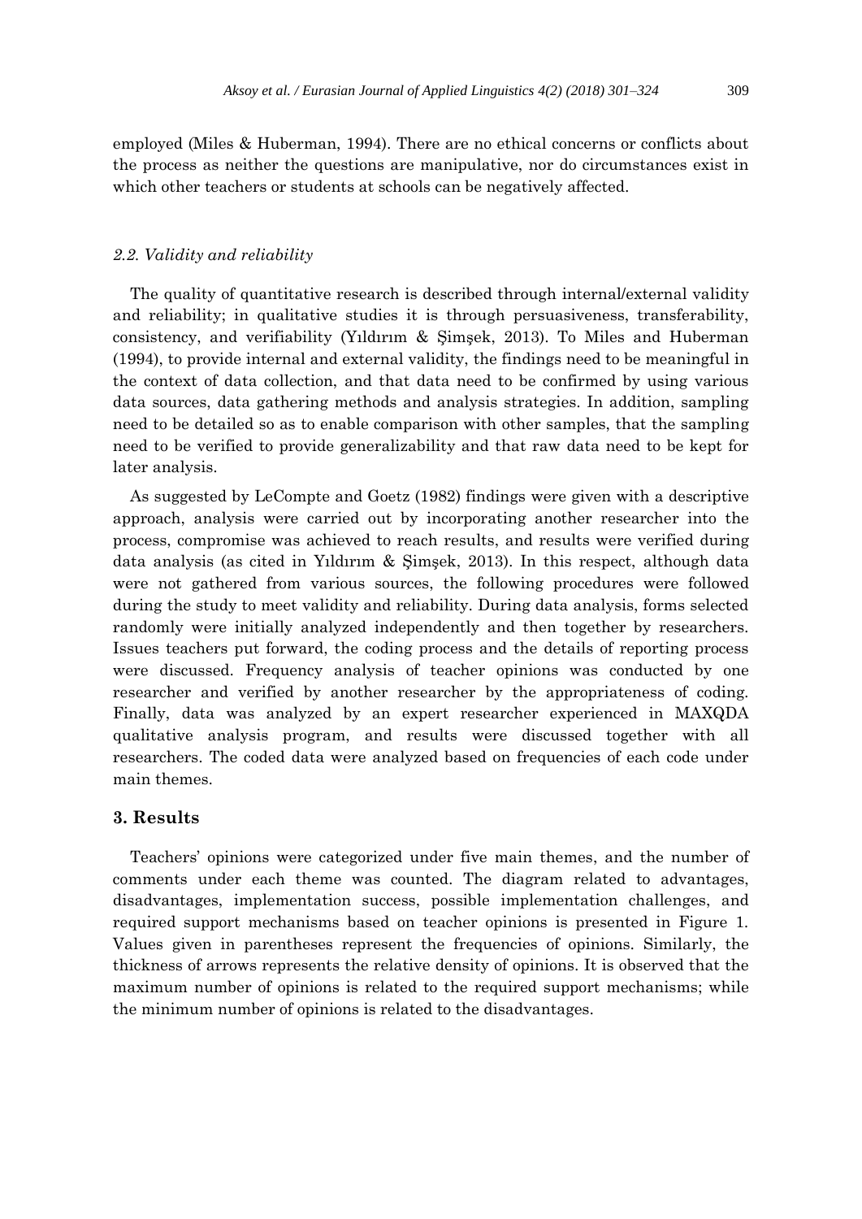employed (Miles & Huberman, 1994). There are no ethical concerns or conflicts about the process as neither the questions are manipulative, nor do circumstances exist in which other teachers or students at schools can be negatively affected.

### *2.2. Validity and reliability*

The quality of quantitative research is described through internal/external validity and reliability; in qualitative studies it is through persuasiveness, transferability, consistency, and verifiability (Yıldırım & Şimşek, 2013). To Miles and Huberman (1994), to provide internal and external validity, the findings need to be meaningful in the context of data collection, and that data need to be confirmed by using various data sources, data gathering methods and analysis strategies. In addition, sampling need to be detailed so as to enable comparison with other samples, that the sampling need to be verified to provide generalizability and that raw data need to be kept for later analysis.

As suggested by LeCompte and Goetz (1982) findings were given with a descriptive approach, analysis were carried out by incorporating another researcher into the process, compromise was achieved to reach results, and results were verified during data analysis (as cited in Yıldırım & Şimşek, 2013). In this respect, although data were not gathered from various sources, the following procedures were followed during the study to meet validity and reliability. During data analysis, forms selected randomly were initially analyzed independently and then together by researchers. Issues teachers put forward, the coding process and the details of reporting process were discussed. Frequency analysis of teacher opinions was conducted by one researcher and verified by another researcher by the appropriateness of coding. Finally, data was analyzed by an expert researcher experienced in MAXQDA qualitative analysis program, and results were discussed together with all researchers. The coded data were analyzed based on frequencies of each code under main themes.

## 3. Results

Teachers' opinions were categorized under five main themes, and the number of comments under each theme was counted. The diagram related to advantages, disadvantages, implementation success, possible implementation challenges, and required support mechanisms based on teacher opinions is presented in Figure 1. Values given in parentheses represent the frequencies of opinions. Similarly, the thickness of arrows represents the relative density of opinions. It is observed that the maximum number of opinions is related to the required support mechanisms; while the minimum number of opinions is related to the disadvantages.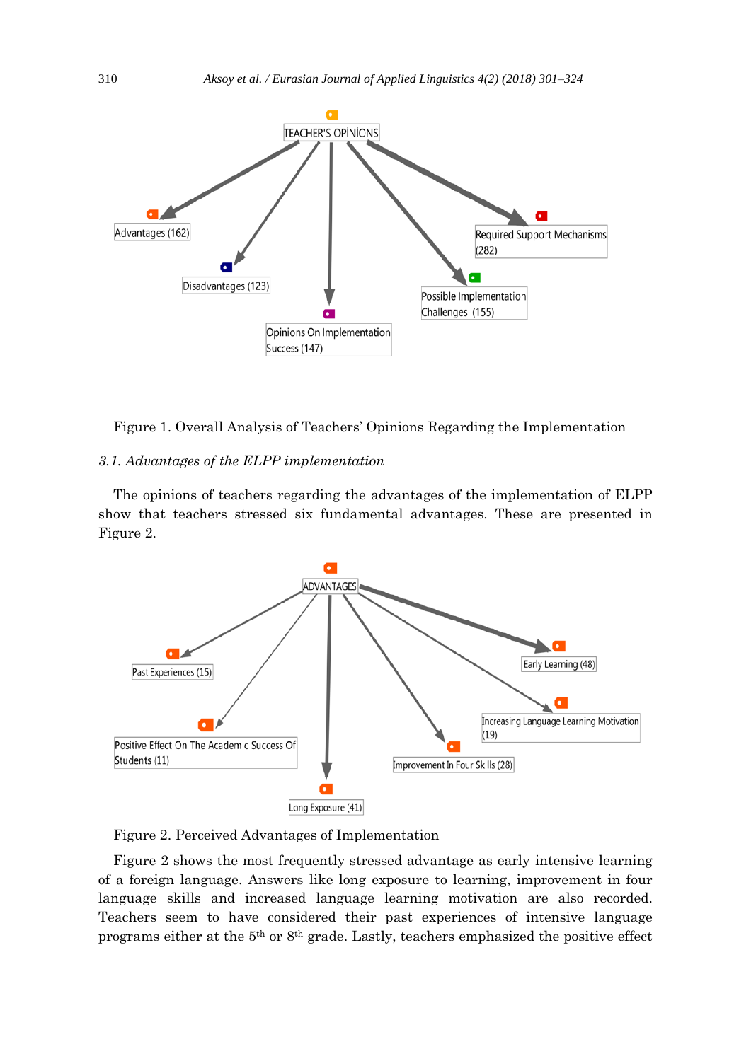Figure 1. Overall Analysis of Teachers' Opinions Regarding the Implementation

### *3.1. Advantages of the ELPP implementation*

The opinions of teachers regarding the advantages of the implementation of ELPP show that teachers stressed six fundamental advantages. These are presented in Figure 2.

Figure 2. Perceived Advantages of Implementation

Figure 2 shows the most frequently stressed advantage as early intensive learning of a foreign language. Answers like long exposure to learning, improvement in four language skills and increased language learning motivation are also recorded. Teachers seem to have considered their past experiences of intensive language programs either at the 5th or 8th grade. Lastly, teachers emphasized the positive effect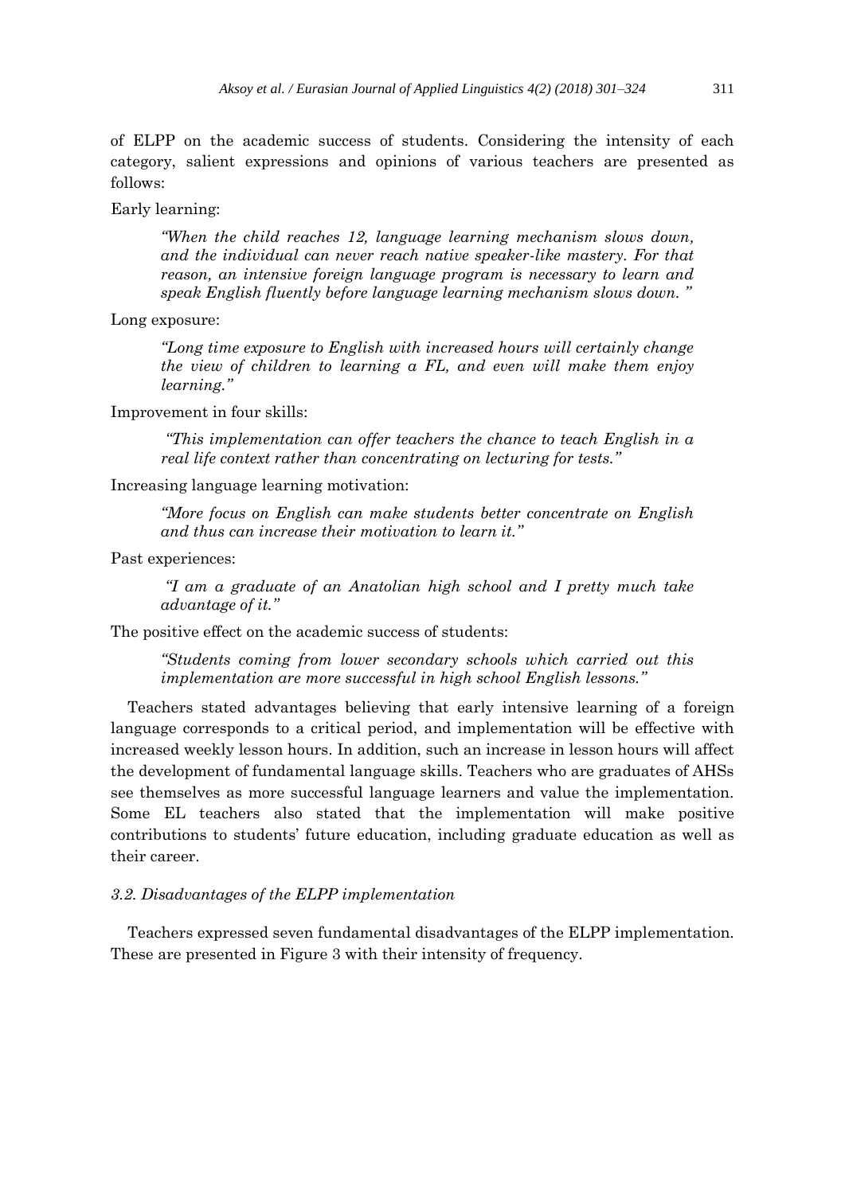of ELPP on the academic success of students. Considering the intensity of each category, salient expressions and opinions of various teachers are presented as follows:

Early learning:

> *"When the child reaches 12, language learning mechanism slows down, and the individual can never reach native speaker-like mastery. For that reason, an intensive foreign language program is necessary to learn and speak English fluently before language learning mechanism slows down. "*

Long exposure:

> *"Long time exposure to English with increased hours will certainly change the view of children to learning a FL, and even will make them enjoy learning."*

Improvement in four skills:

> *"This implementation can offer teachers the chance to teach English in a real life context rather than concentrating on lecturing for tests."*

Increasing language learning motivation:

> *"More focus on English can make students better concentrate on English and thus can increase their motivation to learn it."*

Past experiences:

> *"I am a graduate of an Anatolian high school and I pretty much take advantage of it."*

The positive effect on the academic success of students:

> *"Students coming from lower secondary schools which carried out this implementation are more successful in high school English lessons."*

Teachers stated advantages believing that early intensive learning of a foreign language corresponds to a critical period, and implementation will be effective with increased weekly lesson hours. In addition, such an increase in lesson hours will affect the development of fundamental language skills. Teachers who are graduates of AHSs see themselves as more successful language learners and value the implementation. Some EL teachers also stated that the implementation will make positive contributions to students' future education, including graduate education as well as their career.

### *3.2. Disadvantages of the ELPP implementation*

Teachers expressed seven fundamental disadvantages of the ELPP implementation. These are presented in Figure 3 with their intensity of frequency.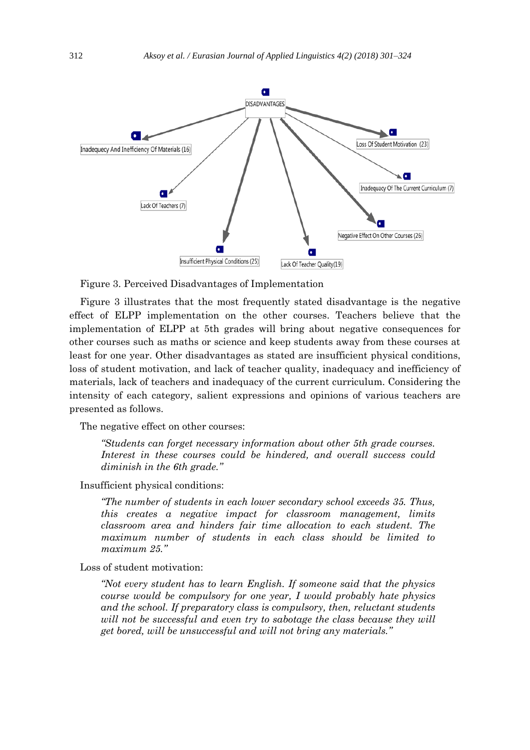Figure 3. Perceived Disadvantages of Implementation

Figure 3 illustrates that the most frequently stated disadvantage is the negative effect of ELPP implementation on the other courses. Teachers believe that the implementation of ELPP at 5th grades will bring about negative consequences for other courses such as maths or science and keep students away from these courses at least for one year. Other disadvantages as stated are insufficient physical conditions, loss of student motivation, and lack of teacher quality, inadequacy and inefficiency of materials, lack of teachers and inadequacy of the current curriculum. Considering the intensity of each category, salient expressions and opinions of various teachers are presented as follows.

The negative effect on other courses:

> *"Students can forget necessary information about other 5th grade courses. Interest in these courses could be hindered, and overall success could diminish in the 6th grade."*

Insufficient physical conditions:

> *"The number of students in each lower secondary school exceeds 35. Thus, this creates a negative impact for classroom management, limits classroom area and hinders fair time allocation to each student. The maximum number of students in each class should be limited to maximum 25."*

Loss of student motivation:

> *"Not every student has to learn English. If someone said that the physics course would be compulsory for one year, I would probably hate physics and the school. If preparatory class is compulsory, then, reluctant students will not be successful and even try to sabotage the class because they will get bored, will be unsuccessful and will not bring any materials."*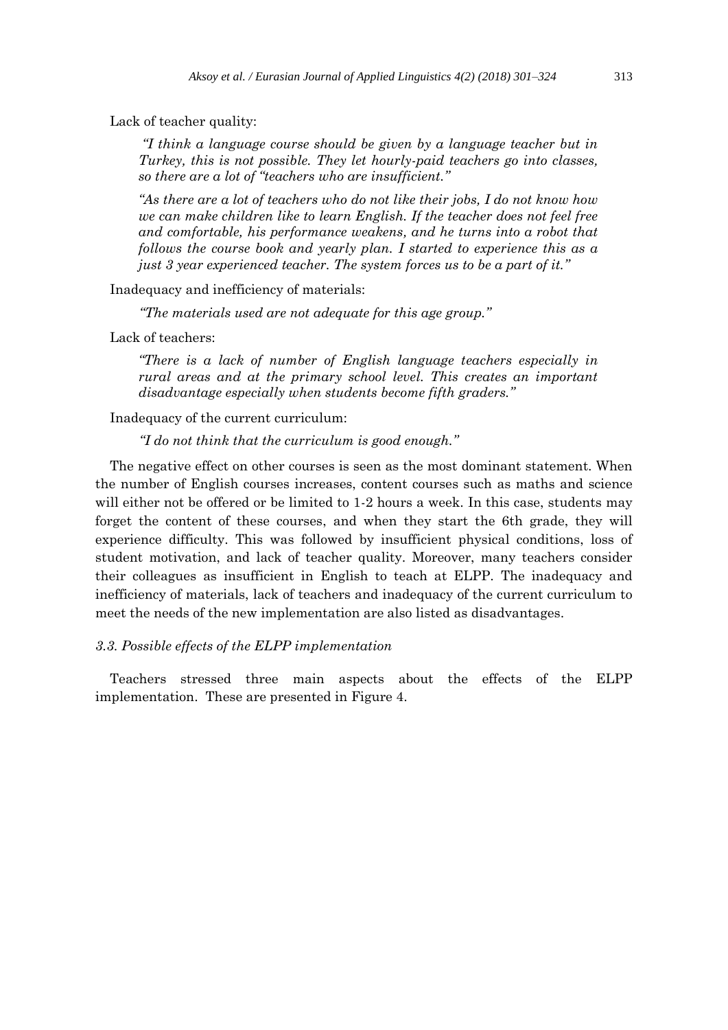Lack of teacher quality:

> *"I think a language course should be given by a language teacher but in Turkey, this is not possible. They let hourly-paid teachers go into classes, so there are a lot of "teachers who are insufficient."*

> *"As there are a lot of teachers who do not like their jobs, I do not know how we can make children like to learn English. If the teacher does not feel free and comfortable, his performance weakens, and he turns into a robot that follows the course book and yearly plan. I started to experience this as a just 3 year experienced teacher. The system forces us to be a part of it."*

Inadequacy and inefficiency of materials:

> *"The materials used are not adequate for this age group."*

Lack of teachers:

> *"There is a lack of number of English language teachers especially in rural areas and at the primary school level. This creates an important disadvantage especially when students become fifth graders."*

Inadequacy of the current curriculum:

> *"I do not think that the curriculum is good enough."*

The negative effect on other courses is seen as the most dominant statement. When the number of English courses increases, content courses such as maths and science will either not be offered or be limited to 1-2 hours a week. In this case, students may forget the content of these courses, and when they start the 6th grade, they will experience difficulty. This was followed by insufficient physical conditions, loss of student motivation, and lack of teacher quality. Moreover, many teachers consider their colleagues as insufficient in English to teach at ELPP. The inadequacy and inefficiency of materials, lack of teachers and inadequacy of the current curriculum to meet the needs of the new implementation are also listed as disadvantages.

### *3.3. Possible effects of the ELPP implementation*

Teachers stressed three main aspects about the effects of the ELPP implementation. These are presented in Figure 4.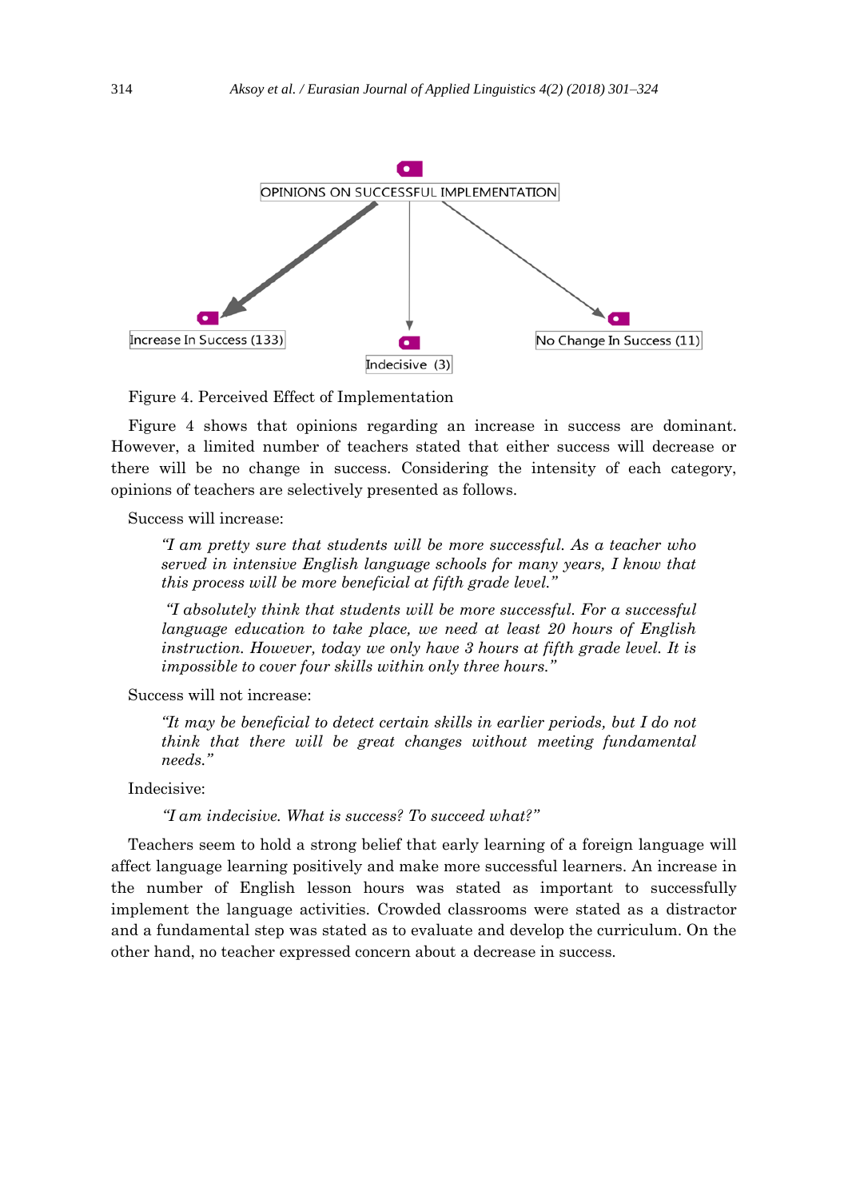OPINIONS ON SUCCESSFUL IMPLEMENTATION

Increase In Success (133)

Indecisive (3)

No Change In Success (11)

Figure 4. Perceived Effect of Implementation

Figure 4 shows that opinions regarding an increase in success are dominant. However, a limited number of teachers stated that either success will decrease or there will be no change in success. Considering the intensity of each category, opinions of teachers are selectively presented as follows.

Success will increase:

> *"I am pretty sure that students will be more successful. As a teacher who served in intensive English language schools for many years, I know that this process will be more beneficial at fifth grade level."*

> *"I absolutely think that students will be more successful. For a successful language education to take place, we need at least 20 hours of English instruction. However, today we only have 3 hours at fifth grade level. It is impossible to cover four skills within only three hours."*

Success will not increase:

> *"It may be beneficial to detect certain skills in earlier periods, but I do not think that there will be great changes without meeting fundamental needs."*

Indecisive:

> *"I am indecisive. What is success? To succeed what?"*

Teachers seem to hold a strong belief that early learning of a foreign language will affect language learning positively and make more successful learners. An increase in the number of English lesson hours was stated as important to successfully implement the language activities. Crowded classrooms were stated as a distractor and a fundamental step was stated as to evaluate and develop the curriculum. On the other hand, no teacher expressed concern about a decrease in success.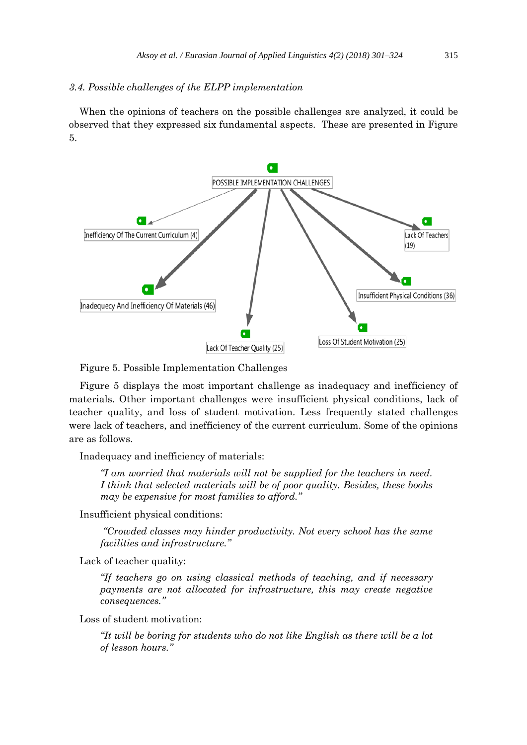### 3.4. Possible challenges of the ELPP implementation

When the opinions of teachers on the possible challenges are analyzed, it could be observed that they expressed six fundamental aspects. These are presented in Figure 5.

POSSIBLE IMPLEMENTATION CHALLENGES

- Inefficiency Of The Current Curriculum (4)
- Inadequecy And Inefficiency Of Materials (46)
- Lack Of Teacher Quality (25)
- Loss Of Student Motivation (25)
- Insufficient Physical Conditions (36)
- Lack Of Teachers (19)

Figure 5. Possible Implementation Challenges

Figure 5 displays the most important challenge as inadequacy and inefficiency of materials. Other important challenges were insufficient physical conditions, lack of teacher quality, and loss of student motivation. Less frequently stated challenges were lack of teachers, and inefficiency of the current curriculum. Some of the opinions are as follows.

Inadequacy and inefficiency of materials:

> *"I am worried that materials will not be supplied for the teachers in need. I think that selected materials will be of poor quality. Besides, these books may be expensive for most families to afford."*

Insufficient physical conditions:

> *"Crowded classes may hinder productivity. Not every school has the same facilities and infrastructure."*

Lack of teacher quality:

> *"If teachers go on using classical methods of teaching, and if necessary payments are not allocated for infrastructure, this may create negative consequences."*

Loss of student motivation:

> *"It will be boring for students who do not like English as there will be a lot of lesson hours."*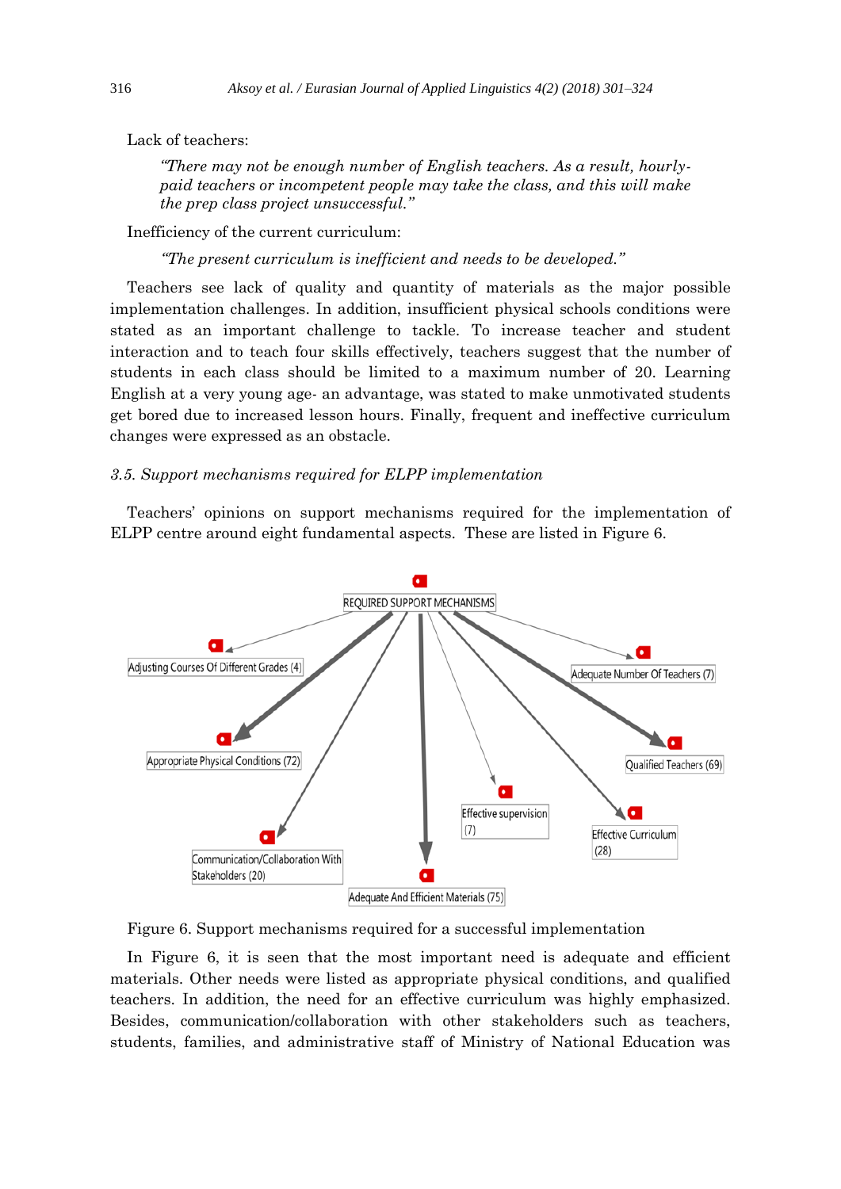Lack of teachers:

> *"There may not be enough number of English teachers. As a result, hourly-paid teachers or incompetent people may take the class, and this will make the prep class project unsuccessful."*

Inefficiency of the current curriculum:

> *"The present curriculum is inefficient and needs to be developed."*

Teachers see lack of quality and quantity of materials as the major possible implementation challenges. In addition, insufficient physical schools conditions were stated as an important challenge to tackle. To increase teacher and student interaction and to teach four skills effectively, teachers suggest that the number of students in each class should be limited to a maximum number of 20. Learning English at a very young age- an advantage, was stated to make unmotivated students get bored due to increased lesson hours. Finally, frequent and ineffective curriculum changes were expressed as an obstacle.

### *3.5. Support mechanisms required for ELPP implementation*

Teachers' opinions on support mechanisms required for the implementation of ELPP centre around eight fundamental aspects. These are listed in Figure 6.

Figure 6. Support mechanisms required for a successful implementation

In Figure 6, it is seen that the most important need is adequate and efficient materials. Other needs were listed as appropriate physical conditions, and qualified teachers. In addition, the need for an effective curriculum was highly emphasized. Besides, communication/collaboration with other stakeholders such as teachers, students, families, and administrative staff of Ministry of National Education was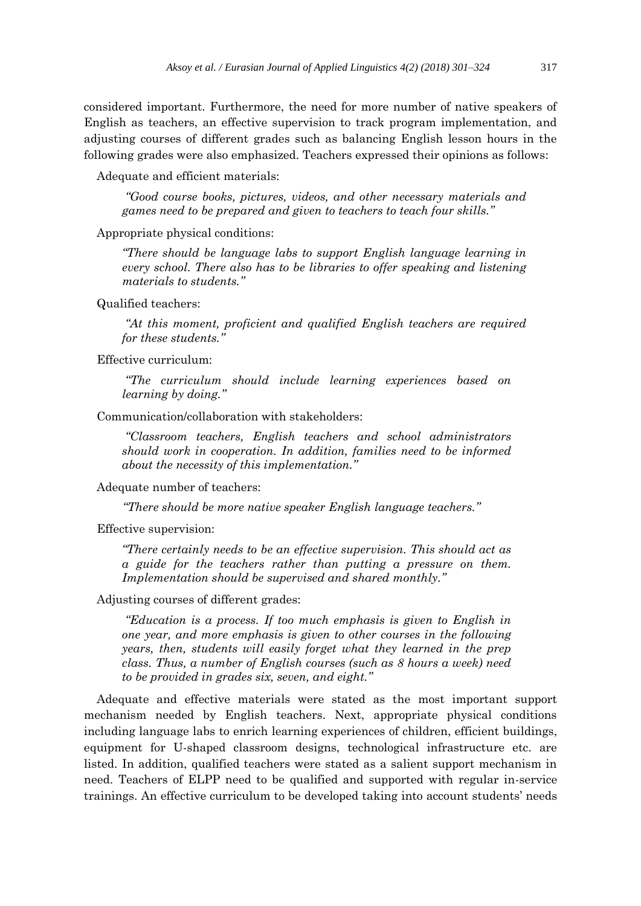considered important. Furthermore, the need for more number of native speakers of English as teachers, an effective supervision to track program implementation, and adjusting courses of different grades such as balancing English lesson hours in the following grades were also emphasized. Teachers expressed their opinions as follows:

Adequate and efficient materials:

> *"Good course books, pictures, videos, and other necessary materials and games need to be prepared and given to teachers to teach four skills."*

Appropriate physical conditions:

> *"There should be language labs to support English language learning in every school. There also has to be libraries to offer speaking and listening materials to students."*

Qualified teachers:

> *"At this moment, proficient and qualified English teachers are required for these students."*

Effective curriculum:

> *"The curriculum should include learning experiences based on learning by doing."*

Communication/collaboration with stakeholders:

> *"Classroom teachers, English teachers and school administrators should work in cooperation. In addition, families need to be informed about the necessity of this implementation."*

Adequate number of teachers:

> *"There should be more native speaker English language teachers."*

Effective supervision:

> *"There certainly needs to be an effective supervision. This should act as a guide for the teachers rather than putting a pressure on them. Implementation should be supervised and shared monthly."*

Adjusting courses of different grades:

> *"Education is a process. If too much emphasis is given to English in one year, and more emphasis is given to other courses in the following years, then, students will easily forget what they learned in the prep class. Thus, a number of English courses (such as 8 hours a week) need to be provided in grades six, seven, and eight."*

Adequate and effective materials were stated as the most important support mechanism needed by English teachers. Next, appropriate physical conditions including language labs to enrich learning experiences of children, efficient buildings, equipment for U-shaped classroom designs, technological infrastructure etc. are listed. In addition, qualified teachers were stated as a salient support mechanism in need. Teachers of ELPP need to be qualified and supported with regular in-service trainings. An effective curriculum to be developed taking into account students' needs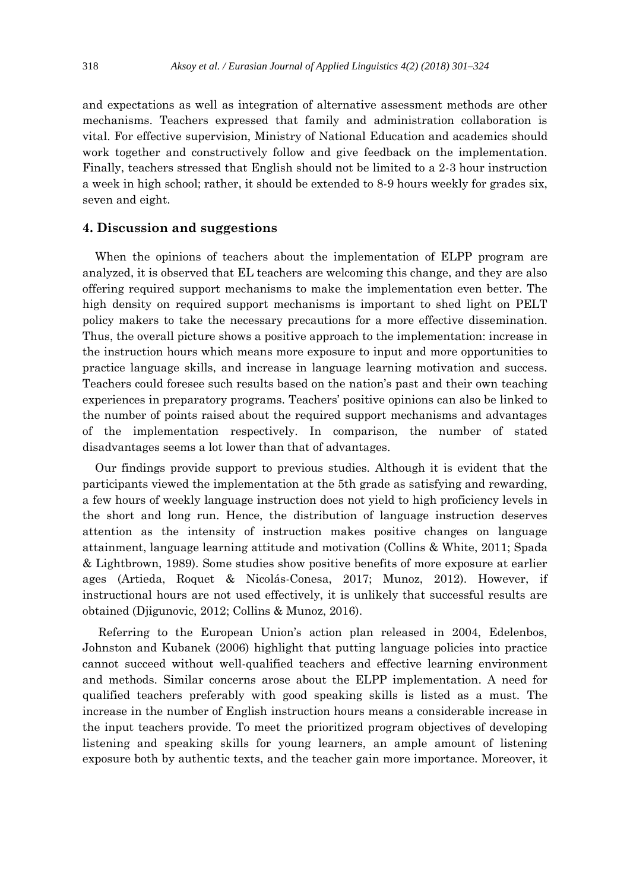and expectations as well as integration of alternative assessment methods are other mechanisms. Teachers expressed that family and administration collaboration is vital. For effective supervision, Ministry of National Education and academics should work together and constructively follow and give feedback on the implementation. Finally, teachers stressed that English should not be limited to a 2-3 hour instruction a week in high school; rather, it should be extended to 8-9 hours weekly for grades six, seven and eight.

## 4. Discussion and suggestions

When the opinions of teachers about the implementation of ELPP program are analyzed, it is observed that EL teachers are welcoming this change, and they are also offering required support mechanisms to make the implementation even better. The high density on required support mechanisms is important to shed light on PELT policy makers to take the necessary precautions for a more effective dissemination. Thus, the overall picture shows a positive approach to the implementation: increase in the instruction hours which means more exposure to input and more opportunities to practice language skills, and increase in language learning motivation and success. Teachers could foresee such results based on the nation's past and their own teaching experiences in preparatory programs. Teachers' positive opinions can also be linked to the number of points raised about the required support mechanisms and advantages of the implementation respectively. In comparison, the number of stated disadvantages seems a lot lower than that of advantages.

Our findings provide support to previous studies. Although it is evident that the participants viewed the implementation at the 5th grade as satisfying and rewarding, a few hours of weekly language instruction does not yield to high proficiency levels in the short and long run. Hence, the distribution of language instruction deserves attention as the intensity of instruction makes positive changes on language attainment, language learning attitude and motivation (Collins & White, 2011; Spada & Lightbrown, 1989). Some studies show positive benefits of more exposure at earlier ages (Artieda, Roquet & Nicolás-Conesa, 2017; Munoz, 2012). However, if instructional hours are not used effectively, it is unlikely that successful results are obtained (Djigunovic, 2012; Collins & Munoz, 2016).

Referring to the European Union's action plan released in 2004, Edelenbos, Johnston and Kubanek (2006) highlight that putting language policies into practice cannot succeed without well-qualified teachers and effective learning environment and methods. Similar concerns arose about the ELPP implementation. A need for qualified teachers preferably with good speaking skills is listed as a must. The increase in the number of English instruction hours means a considerable increase in the input teachers provide. To meet the prioritized program objectives of developing listening and speaking skills for young learners, an ample amount of listening exposure both by authentic texts, and the teacher gain more importance. Moreover, it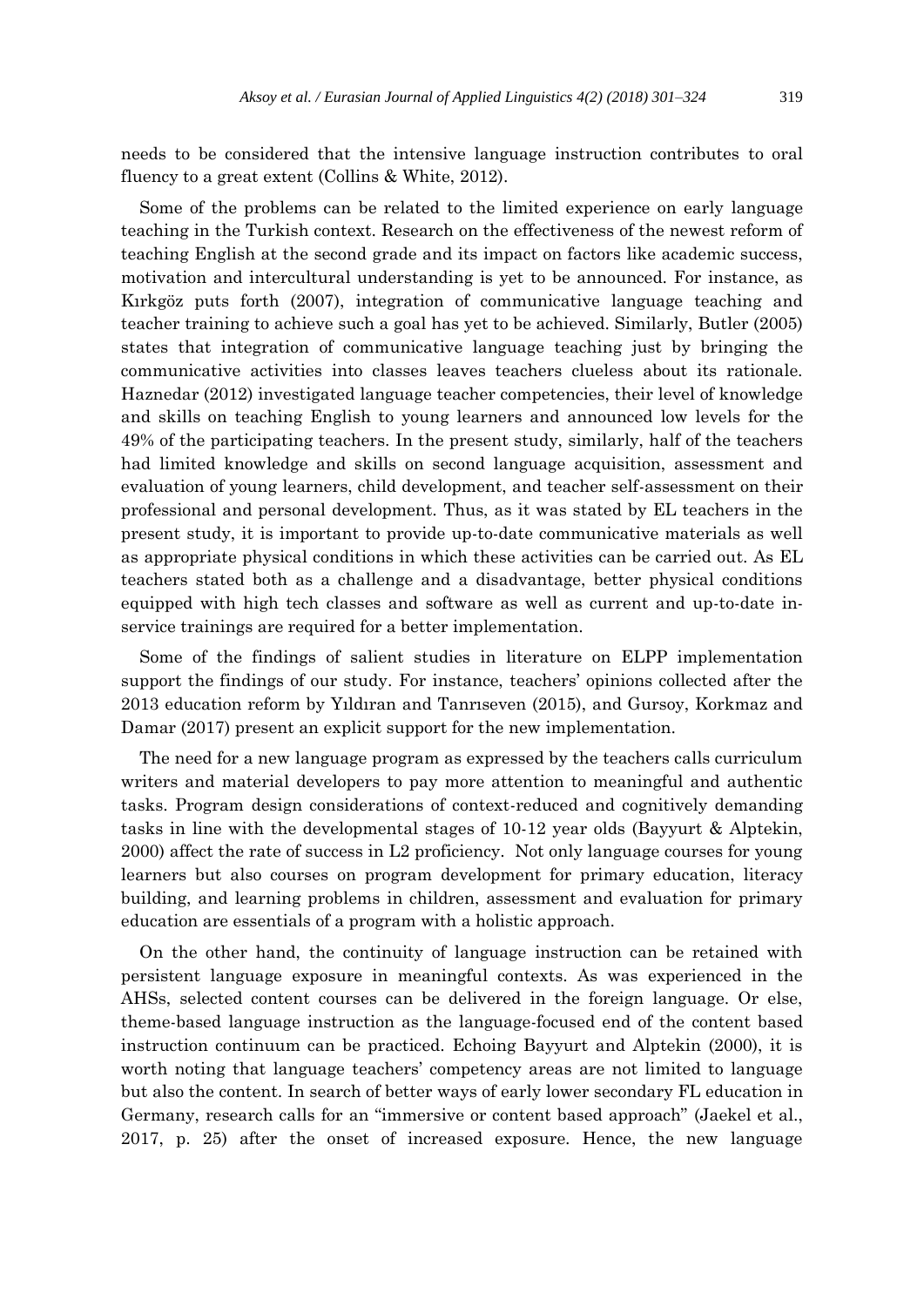needs to be considered that the intensive language instruction contributes to oral fluency to a great extent (Collins & White, 2012).

Some of the problems can be related to the limited experience on early language teaching in the Turkish context. Research on the effectiveness of the newest reform of teaching English at the second grade and its impact on factors like academic success, motivation and intercultural understanding is yet to be announced. For instance, as Kırkgöz puts forth (2007), integration of communicative language teaching and teacher training to achieve such a goal has yet to be achieved. Similarly, Butler (2005) states that integration of communicative language teaching just by bringing the communicative activities into classes leaves teachers clueless about its rationale. Haznedar (2012) investigated language teacher competencies, their level of knowledge and skills on teaching English to young learners and announced low levels for the 49% of the participating teachers. In the present study, similarly, half of the teachers had limited knowledge and skills on second language acquisition, assessment and evaluation of young learners, child development, and teacher self-assessment on their professional and personal development. Thus, as it was stated by EL teachers in the present study, it is important to provide up-to-date communicative materials as well as appropriate physical conditions in which these activities can be carried out. As EL teachers stated both as a challenge and a disadvantage, better physical conditions equipped with high tech classes and software as well as current and up-to-date in-service trainings are required for a better implementation.

Some of the findings of salient studies in literature on ELPP implementation support the findings of our study. For instance, teachers' opinions collected after the 2013 education reform by Yıldıran and Tanrıseven (2015), and Gursoy, Korkmaz and Damar (2017) present an explicit support for the new implementation.

The need for a new language program as expressed by the teachers calls curriculum writers and material developers to pay more attention to meaningful and authentic tasks. Program design considerations of context-reduced and cognitively demanding tasks in line with the developmental stages of 10-12 year olds (Bayyurt & Alptekin, 2000) affect the rate of success in L2 proficiency. Not only language courses for young learners but also courses on program development for primary education, literacy building, and learning problems in children, assessment and evaluation for primary education are essentials of a program with a holistic approach.

On the other hand, the continuity of language instruction can be retained with persistent language exposure in meaningful contexts. As was experienced in the AHSs, selected content courses can be delivered in the foreign language. Or else, theme-based language instruction as the language-focused end of the content based instruction continuum can be practiced. Echoing Bayyurt and Alptekin (2000), it is worth noting that language teachers' competency areas are not limited to language but also the content. In search of better ways of early lower secondary FL education in Germany, research calls for an "immersive or content based approach" (Jaekel et al., 2017, p. 25) after the onset of increased exposure. Hence, the new language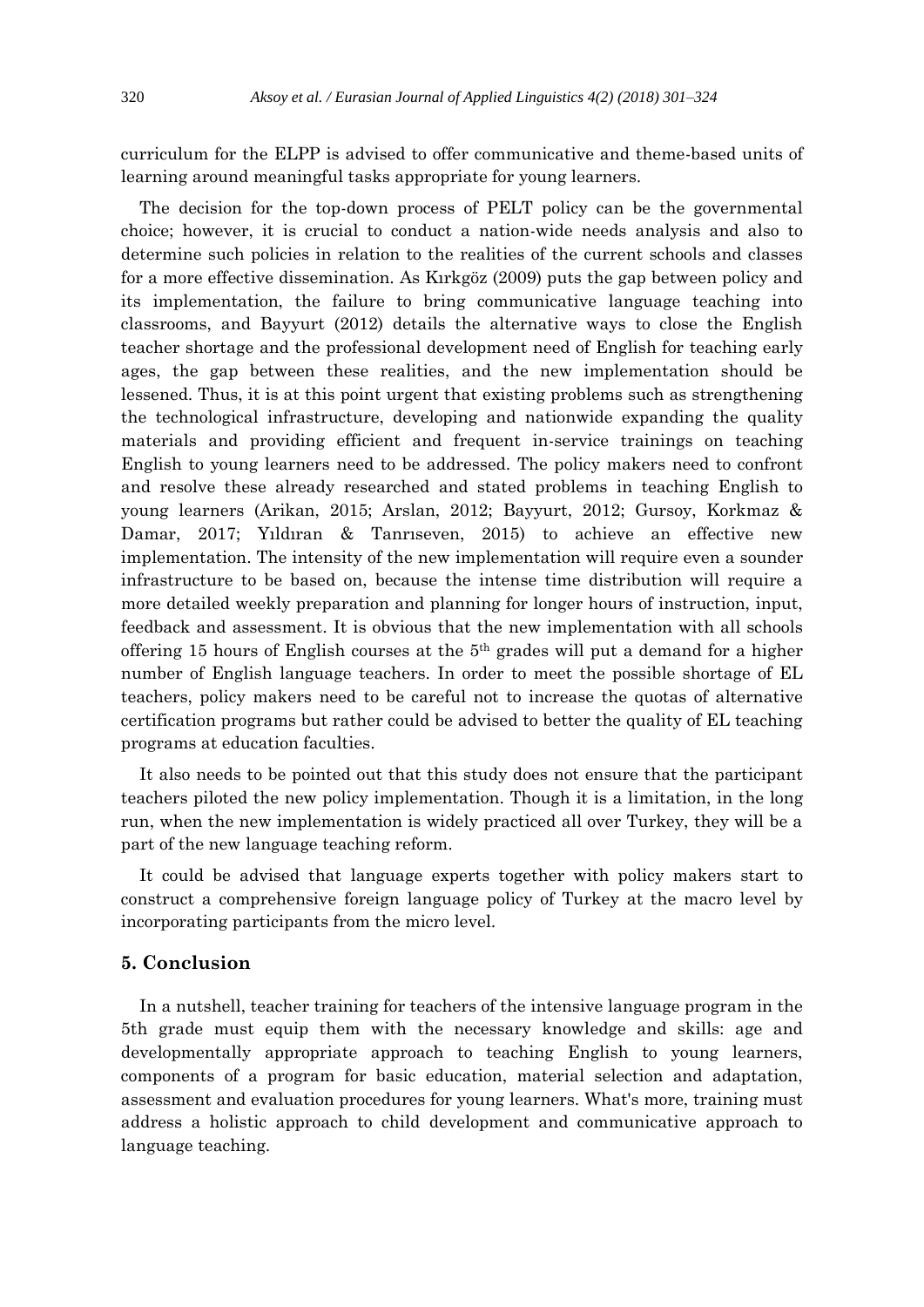curriculum for the ELPP is advised to offer communicative and theme-based units of learning around meaningful tasks appropriate for young learners.

The decision for the top-down process of PELT policy can be the governmental choice; however, it is crucial to conduct a nation-wide needs analysis and also to determine such policies in relation to the realities of the current schools and classes for a more effective dissemination. As Kırkgöz (2009) puts the gap between policy and its implementation, the failure to bring communicative language teaching into classrooms, and Bayyurt (2012) details the alternative ways to close the English teacher shortage and the professional development need of English for teaching early ages, the gap between these realities, and the new implementation should be lessened. Thus, it is at this point urgent that existing problems such as strengthening the technological infrastructure, developing and nationwide expanding the quality materials and providing efficient and frequent in-service trainings on teaching English to young learners need to be addressed. The policy makers need to confront and resolve these already researched and stated problems in teaching English to young learners (Arikan, 2015; Arslan, 2012; Bayyurt, 2012; Gursoy, Korkmaz & Damar, 2017; Yıldıran & Tanrıseven, 2015) to achieve an effective new implementation. The intensity of the new implementation will require even a sounder infrastructure to be based on, because the intense time distribution will require a more detailed weekly preparation and planning for longer hours of instruction, input, feedback and assessment. It is obvious that the new implementation with all schools offering 15 hours of English courses at the 5th grades will put a demand for a higher number of English language teachers. In order to meet the possible shortage of EL teachers, policy makers need to be careful not to increase the quotas of alternative certification programs but rather could be advised to better the quality of EL teaching programs at education faculties.

It also needs to be pointed out that this study does not ensure that the participant teachers piloted the new policy implementation. Though it is a limitation, in the long run, when the new implementation is widely practiced all over Turkey, they will be a part of the new language teaching reform.

It could be advised that language experts together with policy makers start to construct a comprehensive foreign language policy of Turkey at the macro level by incorporating participants from the micro level.

## 5. Conclusion

In a nutshell, teacher training for teachers of the intensive language program in the 5th grade must equip them with the necessary knowledge and skills: age and developmentally appropriate approach to teaching English to young learners, components of a program for basic education, material selection and adaptation, assessment and evaluation procedures for young learners. What's more, training must address a holistic approach to child development and communicative approach to language teaching.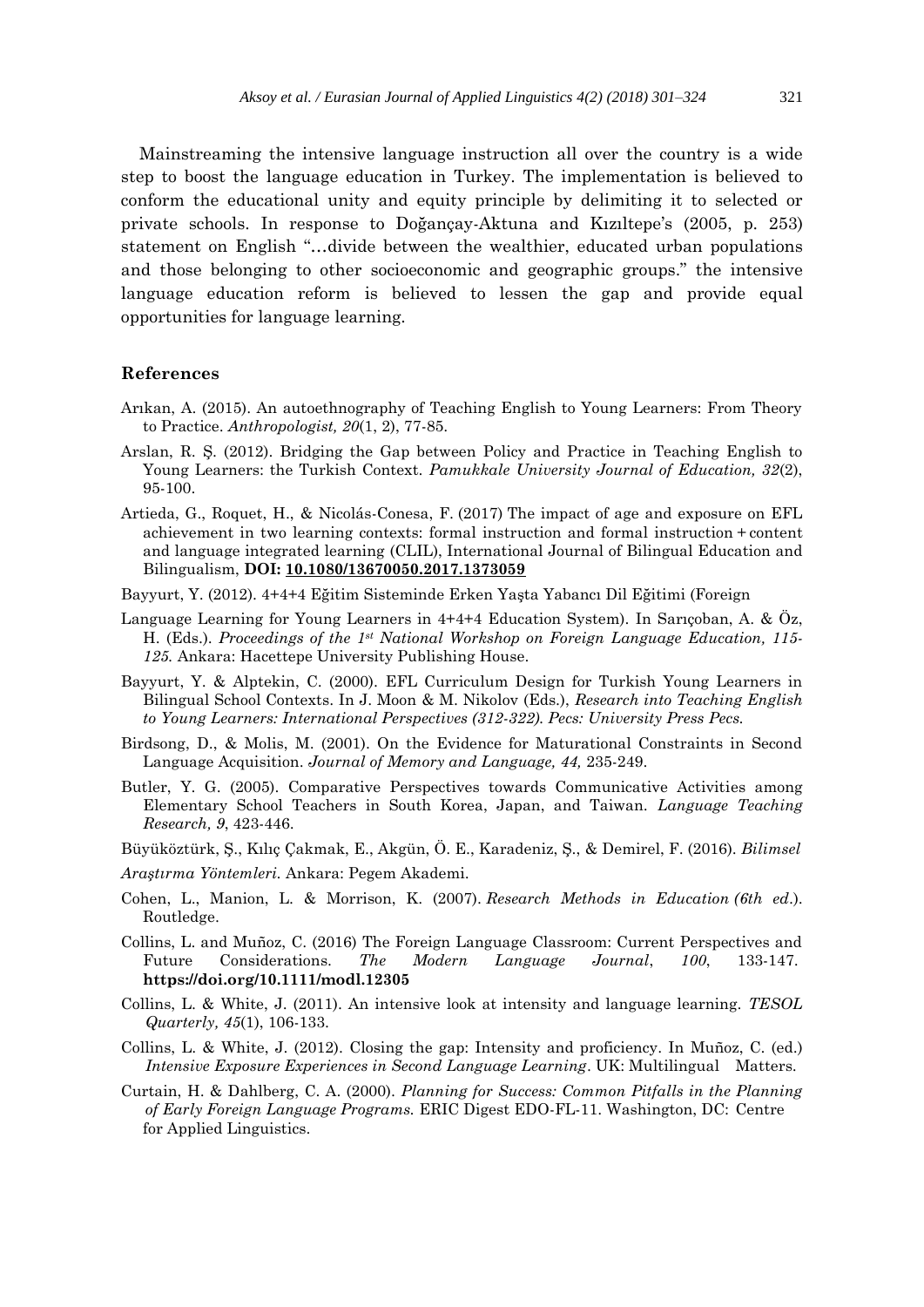Mainstreaming the intensive language instruction all over the country is a wide step to boost the language education in Turkey. The implementation is believed to conform the educational unity and equity principle by delimiting it to selected or private schools. In response to Doğançay-Aktuna and Kızıltepe's (2005, p. 253) statement on English "…divide between the wealthier, educated urban populations and those belonging to other socioeconomic and geographic groups." the intensive language education reform is believed to lessen the gap and provide equal opportunities for language learning.

## References

Arıkan, A. (2015). An autoethnography of Teaching English to Young Learners: From Theory to Practice. *Anthropologist, 20*(1, 2), 77-85.

Arslan, R. Ş. (2012). Bridging the Gap between Policy and Practice in Teaching English to Young Learners: the Turkish Context. *Pamukkale University Journal of Education, 32*(2), 95-100.

Artieda, G., Roquet, H., & Nicolás-Conesa, F. (2017) The impact of age and exposure on EFL achievement in two learning contexts: formal instruction and formal instruction + content and language integrated learning (CLIL), International Journal of Bilingual Education and Bilingualism, **DOI: 10.1080/13670050.2017.1373059**

Bayyurt, Y. (2012). 4+4+4 Eğitim Sisteminde Erken Yaşta Yabancı Dil Eğitimi (Foreign

Language Learning for Young Learners in 4+4+4 Education System). In Sarıçoban, A. & Öz, H. (Eds.). *Proceedings of the 1st National Workshop on Foreign Language Education, 115-125.* Ankara: Hacettepe University Publishing House.

Bayyurt, Y. & Alptekin, C. (2000). EFL Curriculum Design for Turkish Young Learners in Bilingual School Contexts. In J. Moon & M. Nikolov (Eds.), *Research into Teaching English to Young Learners: International Perspectives (312-322). Pecs: University Press Pecs.*

Birdsong, D., & Molis, M. (2001). On the Evidence for Maturational Constraints in Second Language Acquisition. *Journal of Memory and Language, 44,* 235-249.

Butler, Y. G. (2005). Comparative Perspectives towards Communicative Activities among Elementary School Teachers in South Korea, Japan, and Taiwan. *Language Teaching Research, 9*, 423-446.

Büyüköztürk, Ş., Kılıç Çakmak, E., Akgün, Ö. E., Karadeniz, Ş., & Demirel, F. (2016). *Bilimsel*

*Araştırma Yöntemleri.* Ankara: Pegem Akademi.

Cohen, L., Manion, L. & Morrison, K. (2007). *Research Methods in Education (6th ed*.). Routledge.

Collins, L. and Muñoz, C. (2016) The Foreign Language Classroom: Current Perspectives and Future Considerations. *The Modern Language Journal*, *100*, 133-147. **https://doi.org/10.1111/modl.12305**

Collins, L. & White, J. (2011). An intensive look at intensity and language learning. *TESOL Quarterly, 45*(1), 106-133.

Collins, L. & White, J. (2012). Closing the gap: Intensity and proficiency. In Muñoz, C. (ed.) *Intensive Exposure Experiences in Second Language Learning*. UK: Multilingual Matters.

Curtain, H. & Dahlberg, C. A. (2000). *Planning for Success: Common Pitfalls in the Planning of Early Foreign Language Programs.* ERIC Digest EDO-FL-11. Washington, DC: Centre for Applied Linguistics.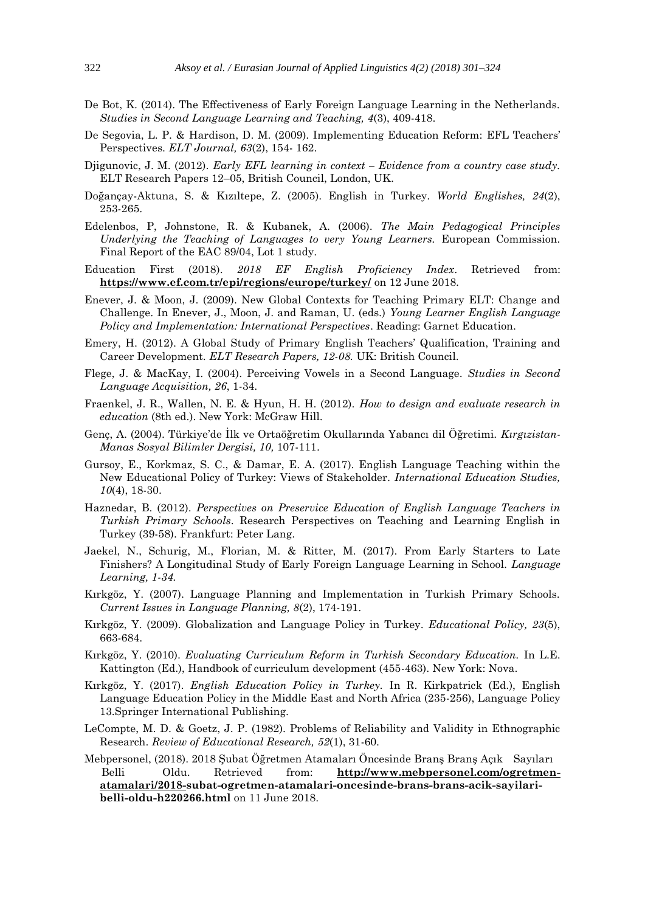De Bot, K. (2014). The Effectiveness of Early Foreign Language Learning in the Netherlands. *Studies in Second Language Learning and Teaching, 4*(3), 409-418.

De Segovia, L. P. & Hardison, D. M. (2009). Implementing Education Reform: EFL Teachers' Perspectives. *ELT Journal, 63*(2), 154- 162.

Djigunovic, J. M. (2012). *Early EFL learning in context – Evidence from a country case study.* ELT Research Papers 12–05, British Council, London, UK.

Doğançay-Aktuna, S. & Kızıltepe, Z. (2005). English in Turkey. *World Englishes, 24*(2), 253-265.

Edelenbos, P, Johnstone, R. & Kubanek, A. (2006). *The Main Pedagogical Principles Underlying the Teaching of Languages to very Young Learners.* European Commission. Final Report of the EAC 89/04, Lot 1 study.

Education First (2018). *2018 EF English Proficiency Index.* Retrieved from: **https://www.ef.com.tr/epi/regions/europe/turkey/** on 12 June 2018.

Enever, J. & Moon, J. (2009). New Global Contexts for Teaching Primary ELT: Change and Challenge. In Enever, J., Moon, J. and Raman, U. (eds.) *Young Learner English Language Policy and Implementation: International Perspectives*. Reading: Garnet Education.

Emery, H. (2012). A Global Study of Primary English Teachers' Qualification, Training and Career Development. *ELT Research Papers, 12-08.* UK: British Council.

Flege, J. & MacKay, I. (2004). Perceiving Vowels in a Second Language. *Studies in Second Language Acquisition, 26*, 1-34.

Fraenkel, J. R., Wallen, N. E. & Hyun, H. H. (2012). *How to design and evaluate research in education* (8th ed.). New York: McGraw Hill.

Genç, A. (2004). Türkiye'de İlk ve Ortaöğretim Okullarında Yabancı dil Öğretimi. *Kırgızistan-Manas Sosyal Bilimler Dergisi, 10,* 107-111.

Gursoy, E., Korkmaz, S. C., & Damar, E. A. (2017). English Language Teaching within the New Educational Policy of Turkey: Views of Stakeholder. *International Education Studies, 10*(4), 18-30.

Haznedar, B. (2012). *Perspectives on Preservice Education of English Language Teachers in Turkish Primary Schools*. Research Perspectives on Teaching and Learning English in Turkey (39-58). Frankfurt: Peter Lang.

Jaekel, N., Schurig, M., Florian, M. & Ritter, M. (2017). From Early Starters to Late Finishers? A Longitudinal Study of Early Foreign Language Learning in School. *Language Learning, 1-34.*

Kırkgöz, Y. (2007). Language Planning and Implementation in Turkish Primary Schools. *Current Issues in Language Planning, 8*(2), 174-191.

Kırkgöz, Y. (2009). Globalization and Language Policy in Turkey. *Educational Policy, 23*(5), 663-684.

Kırkgöz, Y. (2010). *Evaluating Curriculum Reform in Turkish Secondary Education.* In L.E. Kattington (Ed.), Handbook of curriculum development (455-463). New York: Nova.

Kırkgöz, Y. (2017). *English Education Policy in Turkey.* In R. Kirkpatrick (Ed.), English Language Education Policy in the Middle East and North Africa (235-256), Language Policy 13.Springer International Publishing.

LeCompte, M. D. & Goetz, J. P. (1982). Problems of Reliability and Validity in Ethnographic Research. *Review of Educational Research, 52*(1), 31-60.

Mebpersonel, (2018). 2018 Şubat Öğretmen Atamaları Öncesinde Branş Branş Açık Sayıları Belli Oldu. Retrieved from: **http://www.mebpersonel.com/ogretmen-atamalari/2018-subat-ogretmen-atamalari-oncesinde-brans-brans-acik-sayilari-belli-oldu-h220266.html** on 11 June 2018.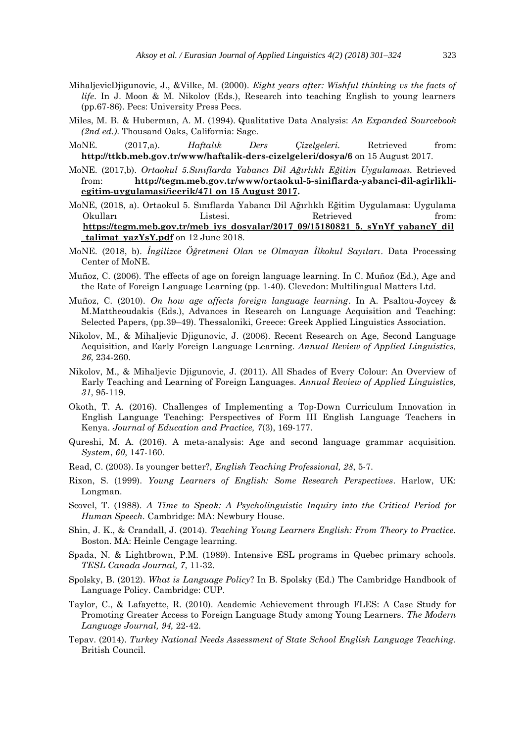MihaljevicDjigunovic, J., &Vilke, M. (2000). *Eight years after: Wishful thinking vs the facts of life*. In J. Moon & M. Nikolov (Eds.), Research into teaching English to young learners (pp.67-86). Pecs: University Press Pecs.

Miles, M. B. & Huberman, A. M. (1994). Qualitative Data Analysis: *An Expanded Sourcebook (2nd ed.)*. Thousand Oaks, California: Sage.

MoNE. (2017,a). *Haftalık Ders Çizelgeleri.* Retrieved from: **http://ttkb.meb.gov.tr/www/haftalik-ders-cizelgeleri/dosya/6** on 15 August 2017.

MoNE. (2017,b). *Ortaokul 5.Sınıflarda Yabancı Dil Ağırlıklı Eğitim Uygulaması.* Retrieved from: **http://tegm.meb.gov.tr/www/ortaokul-5-siniflarda-yabanci-dil-agirlikli-egitim-uygulamasi/icerik/471 on 15 August 2017.**

MoNE, (2018, a). Ortaokul 5. Sınıflarda Yabancı Dil Ağırlıklı Eğitim Uygulaması: Uygulama Okulları Listesi. Retrieved from: **https://tegm.meb.gov.tr/meb_iys_dosyalar/2017_09/15180821_5._sYnYf_yabancY_dil_talimat_yazYsY.pdf** on 12 June 2018.

MoNE. (2018, b). *İngilizce Öğretmeni Olan ve Olmayan İlkokul Sayıları*. Data Processing Center of MoNE.

Muñoz, C. (2006). The effects of age on foreign language learning. In C. Muñoz (Ed.), Age and the Rate of Foreign Language Learning (pp. 1-40). Clevedon: Multilingual Matters Ltd.

Muñoz, C. (2010). *On how age affects foreign language learning*. In A. Psaltou-Joycey & M.Mattheoudakis (Eds.), Advances in Research on Language Acquisition and Teaching: Selected Papers, (pp.39–49). Thessaloniki, Greece: Greek Applied Linguistics Association.

Nikolov, M., & Mihaljevic Djigunovic, J. (2006). Recent Research on Age, Second Language Acquisition, and Early Foreign Language Learning. *Annual Review of Applied Linguistics, 26*, 234-260.

Nikolov, M., & Mihaljevic Djigunovic, J. (2011). All Shades of Every Colour: An Overview of Early Teaching and Learning of Foreign Languages. *Annual Review of Applied Linguistics, 31*, 95-119.

Okoth, T. A. (2016). Challenges of Implementing a Top-Down Curriculum Innovation in English Language Teaching: Perspectives of Form III English Language Teachers in Kenya. *Journal of Education and Practice, 7*(3), 169-177.

Qureshi, M. A. (2016). A meta-analysis: Age and second language grammar acquisition. *System*, *60*, 147-160.

Read, C. (2003). Is younger better?, *English Teaching Professional, 28*, 5-7.

Rixon, S. (1999). *Young Learners of English: Some Research Perspectives*. Harlow, UK: Longman.

Scovel, T. (1988). *A Time to Speak: A Psycholinguistic Inquiry into the Critical Period for Human Speech*. Cambridge: MA: Newbury House.

Shin, J. K., & Crandall, J. (2014). *Teaching Young Learners English: From Theory to Practice.* Boston. MA: Heinle Cengage learning.

Spada, N. & Lightbrown, P.M. (1989). Intensive ESL programs in Quebec primary schools. *TESL Canada Journal, 7*, 11-32.

Spolsky, B. (2012). *What is Language Policy*? In B. Spolsky (Ed.) The Cambridge Handbook of Language Policy. Cambridge: CUP.

Taylor, C., & Lafayette, R. (2010). Academic Achievement through FLES: A Case Study for Promoting Greater Access to Foreign Language Study among Young Learners. *The Modern Language Journal, 94,* 22-42.

Tepav. (2014). *Turkey National Needs Assessment of State School English Language Teaching.* British Council.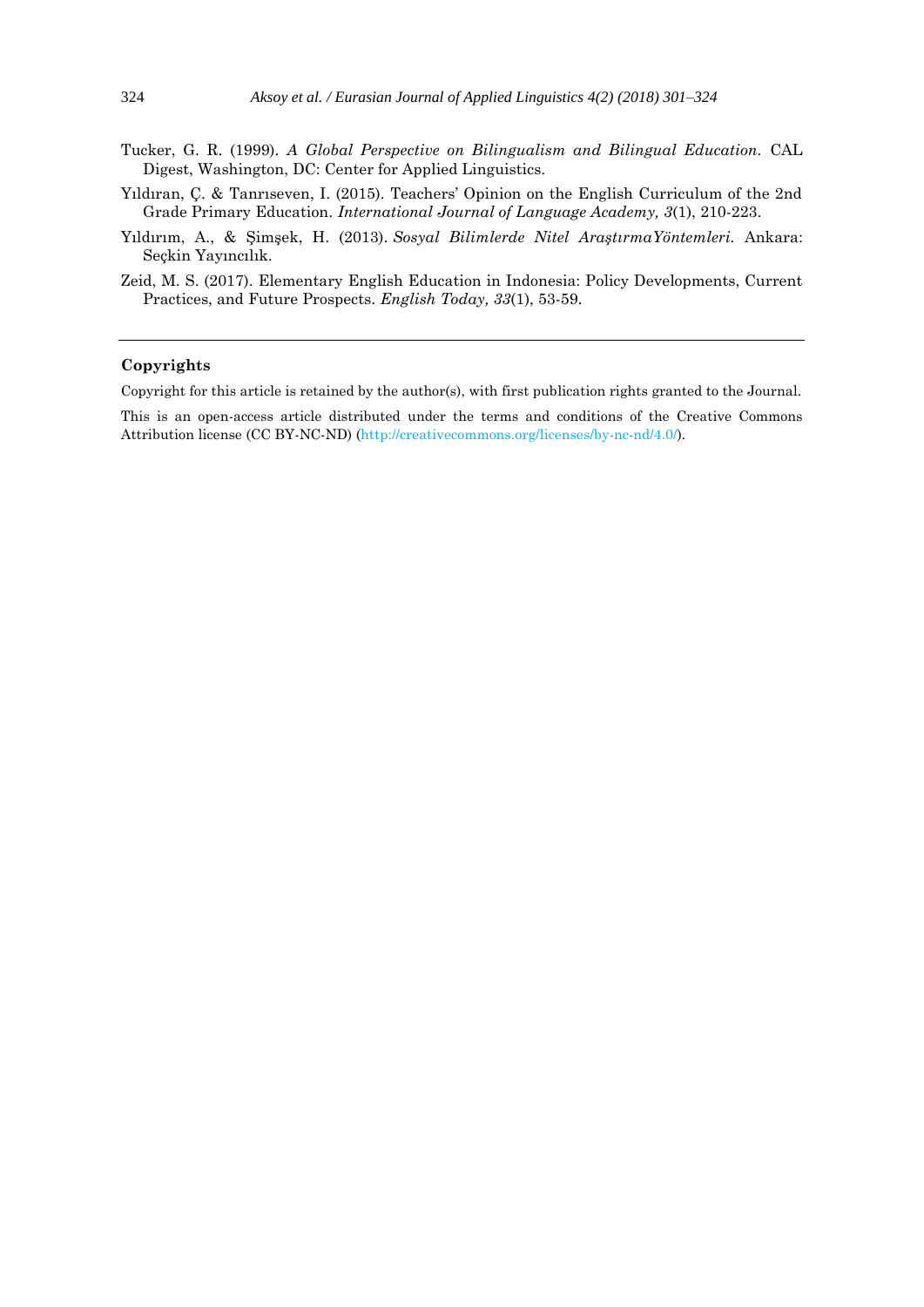Tucker, G. R. (1999). *A Global Perspective on Bilingualism and Bilingual Education.* CAL Digest, Washington, DC: Center for Applied Linguistics.

Yıldıran, Ç. & Tanrıseven, I. (2015). Teachers' Opinion on the English Curriculum of the 2nd Grade Primary Education. *International Journal of Language Academy, 3*(1), 210-223.

Yıldırım, A., & Şimşek, H. (2013). *Sosyal Bilimlerde Nitel AraştırmaYöntemleri.* Ankara: Seçkin Yayıncılık.

Zeid, M. S. (2017). Elementary English Education in Indonesia: Policy Developments, Current Practices, and Future Prospects. *English Today, 33*(1), 53-59.

---

## Copyrights

Copyright for this article is retained by the author(s), with first publication rights granted to the Journal.

This is an open-access article distributed under the terms and conditions of the Creative Commons Attribution license (CC BY-NC-ND) (http://creativecommons.org/licenses/by-nc-nd/4.0/).